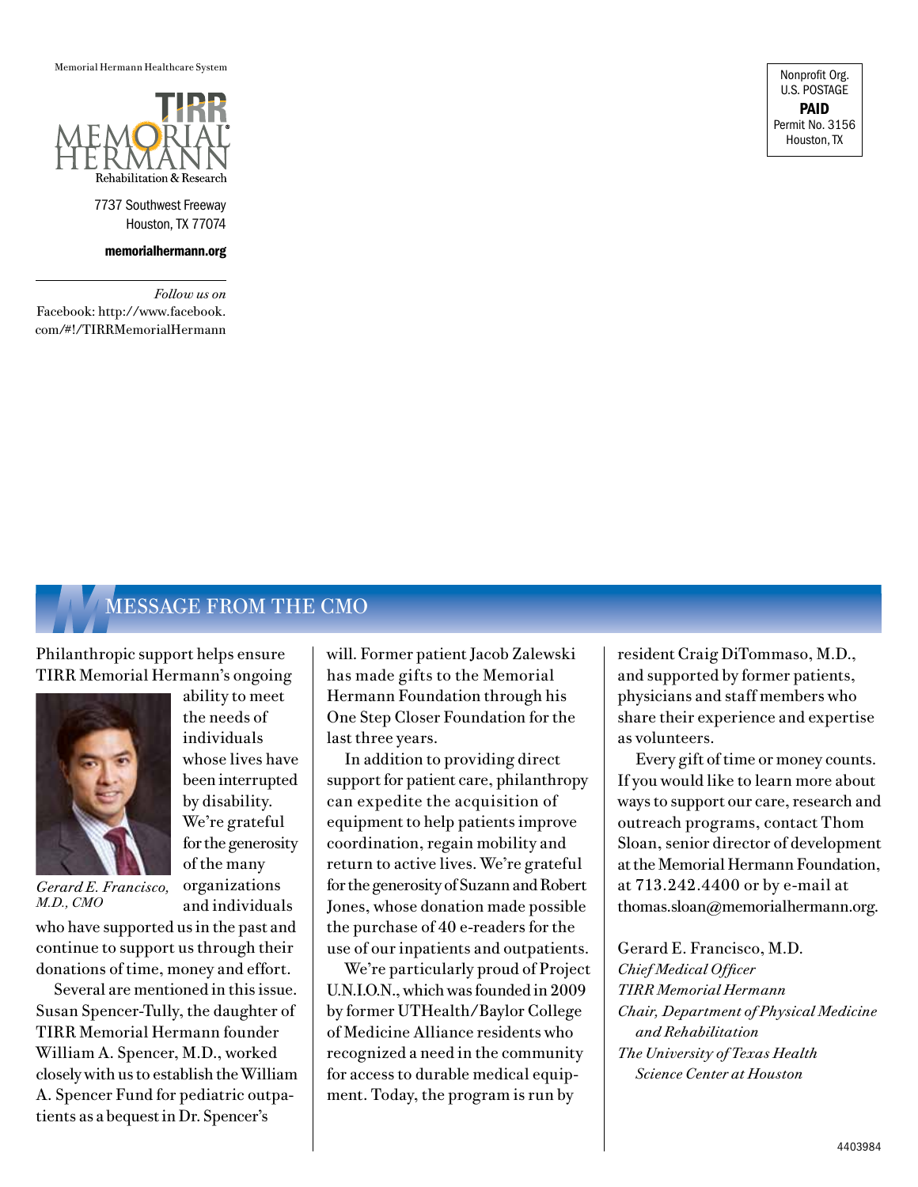Memorial Hermann Healthcare System

TIRR MEMORIAL HERMANN
Rehabilitation & Research

7737 Southwest Freeway
Houston, TX 77074

**memorialhermann.org**

*Follow us on*
Facebook: http://www.facebook.com/#!/TIRRMemorialHermann

Nonprofit Org.
U.S. POSTAGE
**PAID**
Permit No. 3156
Houston, TX

## MESSAGE FROM THE CMO

Philanthropic support helps ensure TIRR Memorial Hermann's ongoing ability to meet the needs of individuals whose lives have been interrupted by disability. We're grateful for the generosity of the many organizations and individuals who have supported us in the past and continue to support us through their donations of time, money and effort.

*Gerard E. Francisco, M.D., CMO*

Several are mentioned in this issue. Susan Spencer-Tully, the daughter of TIRR Memorial Hermann founder William A. Spencer, M.D., worked closely with us to establish the William A. Spencer Fund for pediatric outpatients as a bequest in Dr. Spencer's will. Former patient Jacob Zalewski has made gifts to the Memorial Hermann Foundation through his One Step Closer Foundation for the last three years.

In addition to providing direct support for patient care, philanthropy can expedite the acquisition of equipment to help patients improve coordination, regain mobility and return to active lives. We're grateful for the generosity of Suzann and Robert Jones, whose donation made possible the purchase of 40 e-readers for the use of our inpatients and outpatients.

We're particularly proud of Project U.N.I.O.N., which was founded in 2009 by former UTHealth/Baylor College of Medicine Alliance residents who recognized a need in the community for access to durable medical equipment. Today, the program is run by resident Craig DiTommaso, M.D., and supported by former patients, physicians and staff members who share their experience and expertise as volunteers.

Every gift of time or money counts. If you would like to learn more about ways to support our care, research and outreach programs, contact Thom Sloan, senior director of development at the Memorial Hermann Foundation, at 713.242.4400 or by e-mail at thomas.sloan@memorialhermann.org.

Gerard E. Francisco, M.D.
*Chief Medical Officer*
*TIRR Memorial Hermann*
*Chair, Department of Physical Medicine and Rehabilitation*
*The University of Texas Health Science Center at Houston*

4403984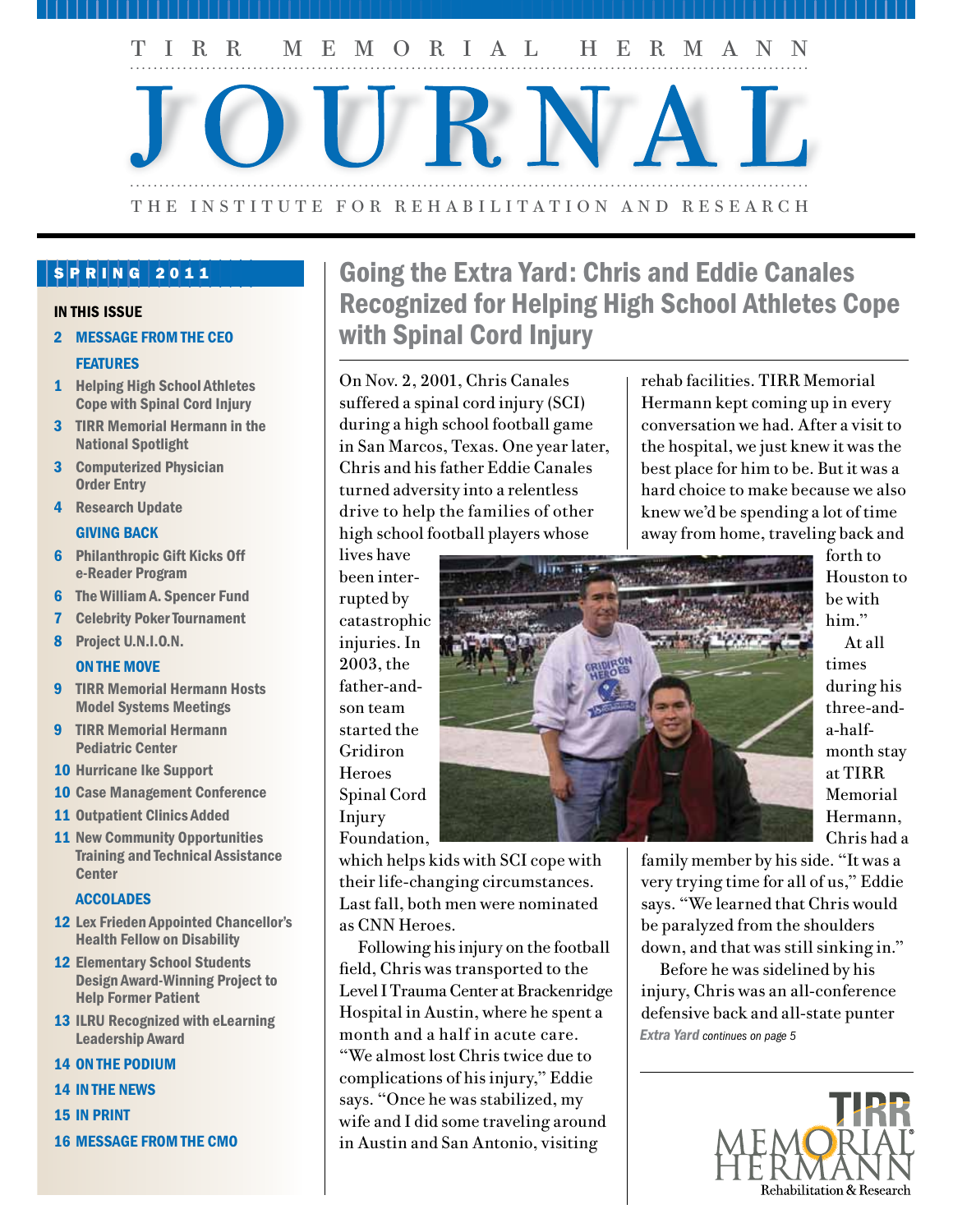# TIRR MEMORIAL HERMANN JOURNAL

THE INSTITUTE FOR REHABILITATION AND RESEARCH

**SPRING 2011**

**IN THIS ISSUE**

- 2 **MESSAGE FROM THE CEO**

**FEATURES**

- 1 Helping High School Athletes Cope with Spinal Cord Injury
- 3 TIRR Memorial Hermann in the National Spotlight
- 3 Computerized Physician Order Entry
- 4 Research Update

**GIVING BACK**

- 6 Philanthropic Gift Kicks Off e-Reader Program
- 6 The William A. Spencer Fund
- 7 Celebrity Poker Tournament
- 8 Project U.N.I.O.N.

**ON THE MOVE**

- 9 TIRR Memorial Hermann Hosts Model Systems Meetings
- 9 TIRR Memorial Hermann Pediatric Center
- 10 Hurricane Ike Support
- 10 Case Management Conference
- 11 Outpatient Clinics Added
- 11 New Community Opportunities Training and Technical Assistance Center

**ACCOLADES**

- 12 Lex Frieden Appointed Chancellor's Health Fellow on Disability
- 12 Elementary School Students Design Award-Winning Project to Help Former Patient
- 13 ILRU Recognized with eLearning Leadership Award
- 14 **ON THE PODIUM**
- 14 **IN THE NEWS**
- 15 **IN PRINT**
- 16 **MESSAGE FROM THE CMO**

## Going the Extra Yard: Chris and Eddie Canales Recognized for Helping High School Athletes Cope with Spinal Cord Injury

On Nov. 2, 2001, Chris Canales suffered a spinal cord injury (SCI) during a high school football game in San Marcos, Texas. One year later, Chris and his father Eddie Canales turned adversity into a relentless drive to help the families of other high school football players whose lives have been interrupted by catastrophic injuries. In 2003, the father-and-son team started the Gridiron Heroes Spinal Cord Injury Foundation, which helps kids with SCI cope with their life-changing circumstances. Last fall, both men were nominated as CNN Heroes.

Following his injury on the football field, Chris was transported to the Level I Trauma Center at Brackenridge Hospital in Austin, where he spent a month and a half in acute care. "We almost lost Chris twice due to complications of his injury," Eddie says. "Once he was stabilized, my wife and I did some traveling around in Austin and San Antonio, visiting rehab facilities. TIRR Memorial Hermann kept coming up in every conversation we had. After a visit to the hospital, we just knew it was the best place for him to be. But it was a hard choice to make because we also knew we'd be spending a lot of time away from home, traveling back and forth to Houston to be with him."

At all times during his three-and-a-half-month stay at TIRR Memorial Hermann, Chris had a family member by his side. "It was a very trying time for all of us," Eddie says. "We learned that Chris would be paralyzed from the shoulders down, and that was still sinking in."

Before he was sidelined by his injury, Chris was an all-conference defensive back and all-state punter

*Extra Yard continues on page 5*

TIRR MEMORIAL HERMANN Rehabilitation & Research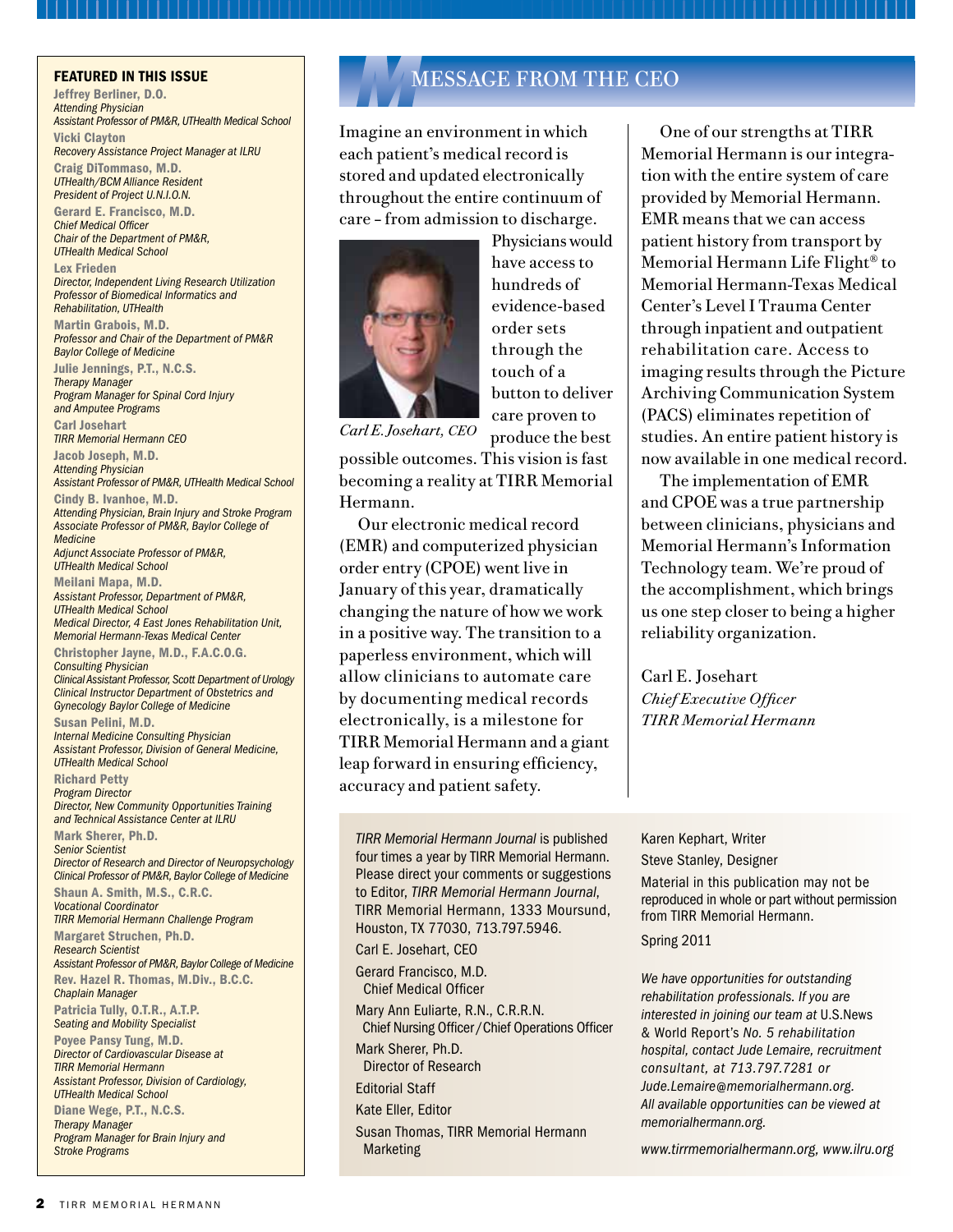## FEATURED IN THIS ISSUE

**Jeffrey Berliner, D.O.**
*Attending Physician*
*Assistant Professor of PM&R, UTHealth Medical School*

**Vicki Clayton**
*Recovery Assistance Project Manager at ILRU*

**Craig DiTommaso, M.D.**
*UTHealth/BCM Alliance Resident*
*President of Project U.N.I.O.N.*

**Gerard E. Francisco, M.D.**
*Chief Medical Officer*
*Chair of the Department of PM&R, UTHealth Medical School*

**Lex Frieden**
*Director, Independent Living Research Utilization*
*Professor of Biomedical Informatics and Rehabilitation, UTHealth*

**Martin Grabois, M.D.**
*Professor and Chair of the Department of PM&R Baylor College of Medicine*

**Julie Jennings, P.T., N.C.S.**
*Therapy Manager*
*Program Manager for Spinal Cord Injury and Amputee Programs*

**Carl Josehart**
*TIRR Memorial Hermann CEO*

**Jacob Joseph, M.D.**
*Attending Physician*
*Assistant Professor of PM&R, UTHealth Medical School*

**Cindy B. Ivanhoe, M.D.**
*Attending Physician, Brain Injury and Stroke Program*
*Associate Professor of PM&R, Baylor College of Medicine*
*Adjunct Associate Professor of PM&R, UTHealth Medical School*

**Meilani Mapa, M.D.**
*Assistant Professor, Department of PM&R, UTHealth Medical School*
*Medical Director, 4 East Jones Rehabilitation Unit, Memorial Hermann-Texas Medical Center*

**Christopher Jayne, M.D., F.A.C.O.G.**
*Consulting Physician*
*Clinical Assistant Professor, Scott Department of Urology*
*Clinical Instructor Department of Obstetrics and Gynecology Baylor College of Medicine*

**Susan Pelini, M.D.**
*Internal Medicine Consulting Physician*
*Assistant Professor, Division of General Medicine, UTHealth Medical School*

**Richard Petty**
*Program Director*
*Director, New Community Opportunities Training and Technical Assistance Center at ILRU*

**Mark Sherer, Ph.D.**
*Senior Scientist*
*Director of Research and Director of Neuropsychology*
*Clinical Professor of PM&R, Baylor College of Medicine*

**Shaun A. Smith, M.S., C.R.C.**
*Vocational Coordinator*
*TIRR Memorial Hermann Challenge Program*

**Margaret Struchen, Ph.D.**
*Research Scientist*
*Assistant Professor of PM&R, Baylor College of Medicine*

**Rev. Hazel R. Thomas, M.Div., B.C.C.**
*Chaplain Manager*

**Patricia Tully, O.T.R., A.T.P.**
*Seating and Mobility Specialist*

**Poyee Pansy Tung, M.D.**
*Director of Cardiovascular Disease at TIRR Memorial Hermann*
*Assistant Professor, Division of Cardiology, UTHealth Medical School*

**Diane Wege, P.T., N.C.S.**
*Therapy Manager*
*Program Manager for Brain Injury and Stroke Programs*

# MESSAGE FROM THE CEO

Imagine an environment in which each patient's medical record is stored and updated electronically throughout the entire continuum of care – from admission to discharge. Physicians would have access to hundreds of evidence-based order sets through the touch of a button to deliver care proven to produce the best possible outcomes. This vision is fast becoming a reality at TIRR Memorial Hermann.

*Carl E. Josehart, CEO*

Our electronic medical record (EMR) and computerized physician order entry (CPOE) went live in January of this year, dramatically changing the nature of how we work in a positive way. The transition to a paperless environment, which will allow clinicians to automate care by documenting medical records electronically, is a milestone for TIRR Memorial Hermann and a giant leap forward in ensuring efficiency, accuracy and patient safety.

One of our strengths at TIRR Memorial Hermann is our integration with the entire system of care provided by Memorial Hermann. EMR means that we can access patient history from transport by Memorial Hermann Life Flight® to Memorial Hermann-Texas Medical Center's Level I Trauma Center through inpatient and outpatient rehabilitation care. Access to imaging results through the Picture Archiving Communication System (PACS) eliminates repetition of studies. An entire patient history is now available in one medical record.

The implementation of EMR and CPOE was a true partnership between clinicians, physicians and Memorial Hermann's Information Technology team. We're proud of the accomplishment, which brings us one step closer to being a higher reliability organization.

Carl E. Josehart
*Chief Executive Officer*
*TIRR Memorial Hermann*

*TIRR Memorial Hermann Journal* is published four times a year by TIRR Memorial Hermann. Please direct your comments or suggestions to Editor, *TIRR Memorial Hermann Journal*, TIRR Memorial Hermann, 1333 Moursund, Houston, TX 77030, 713.797.5946.

Carl E. Josehart, CEO

Gerard Francisco, M.D.
Chief Medical Officer

Mary Ann Euliarte, R.N., C.R.R.N.
Chief Nursing Officer / Chief Operations Officer

Mark Sherer, Ph.D.
Director of Research

Editorial Staff

Kate Eller, Editor

Susan Thomas, TIRR Memorial Hermann Marketing

Karen Kephart, Writer

Steve Stanley, Designer

Material in this publication may not be reproduced in whole or part without permission from TIRR Memorial Hermann.

Spring 2011

*We have opportunities for outstanding rehabilitation professionals. If you are interested in joining our team at* U.S.News & World Report's *No. 5 rehabilitation hospital, contact Jude Lemaire, recruitment consultant, at 713.797.7281 or Jude.Lemaire@memorialhermann.org. All available opportunities can be viewed at memorialhermann.org.*

*www.tirrmemorialhermann.org, www.ilru.org*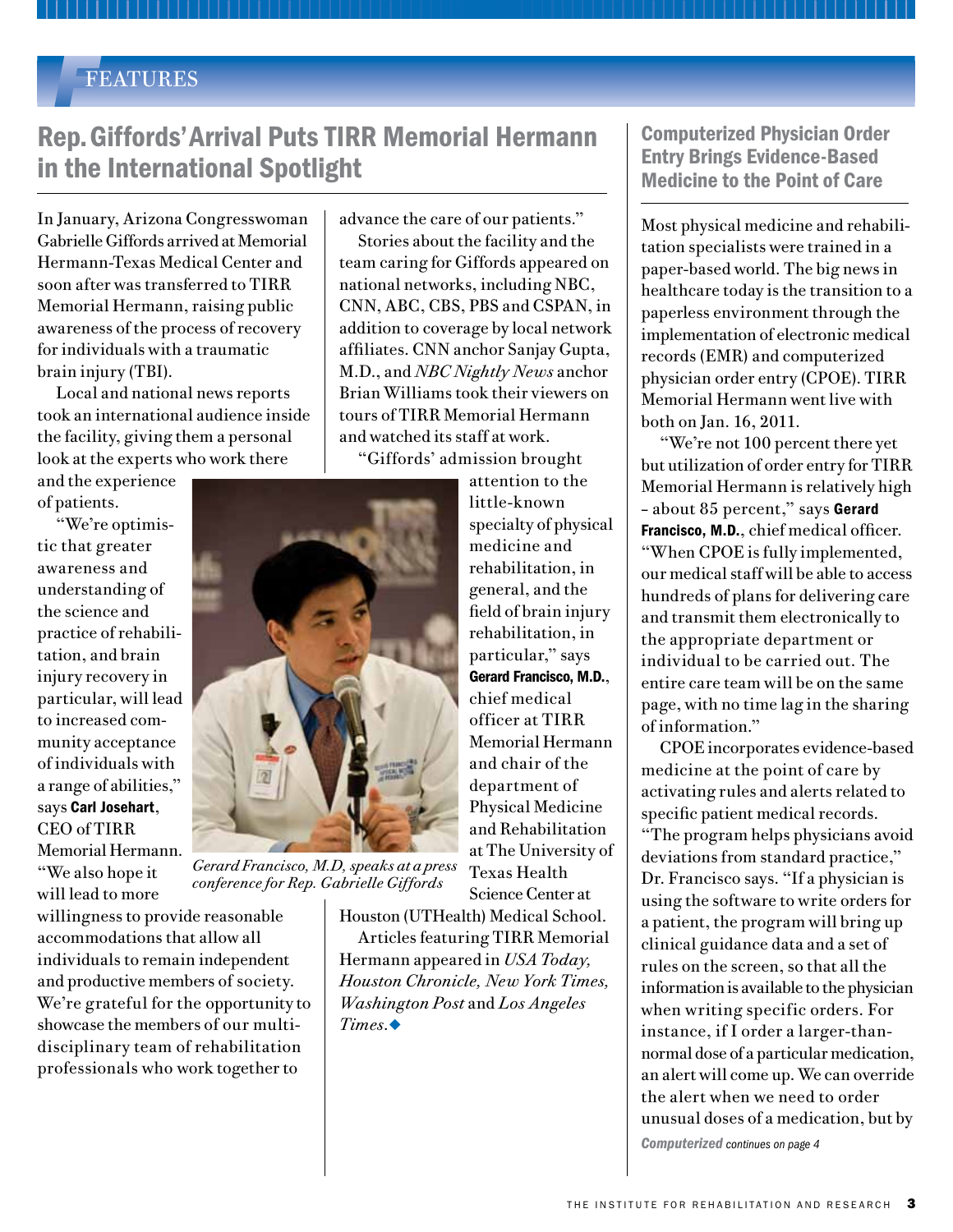# Features

## Rep. Giffords' Arrival Puts TIRR Memorial Hermann in the International Spotlight

In January, Arizona Congresswoman Gabrielle Giffords arrived at Memorial Hermann-Texas Medical Center and soon after was transferred to TIRR Memorial Hermann, raising public awareness of the process of recovery for individuals with a traumatic brain injury (TBI).

Local and national news reports took an international audience inside the facility, giving them a personal look at the experts who work there and the experience of patients.

"We're optimistic that greater awareness and understanding of the science and practice of rehabilitation, and brain injury recovery in particular, will lead to increased community acceptance of individuals with a range of abilities," says **Carl Josehart**, CEO of TIRR Memorial Hermann. "We also hope it will lead to more willingness to provide reasonable accommodations that allow all individuals to remain independent and productive members of society. We're grateful for the opportunity to showcase the members of our multidisciplinary team of rehabilitation professionals who work together to advance the care of our patients."

Stories about the facility and the team caring for Giffords appeared on national networks, including NBC, CNN, ABC, CBS, PBS and CSPAN, in addition to coverage by local network affiliates. CNN anchor Sanjay Gupta, M.D., and *NBC Nightly News* anchor Brian Williams took their viewers on tours of TIRR Memorial Hermann and watched its staff at work.

"Giffords' admission brought attention to the little-known specialty of physical medicine and rehabilitation, in general, and the field of brain injury rehabilitation, in particular," says **Gerard Francisco, M.D.**, chief medical officer at TIRR Memorial Hermann and chair of the department of Physical Medicine and Rehabilitation at The University of Texas Health Science Center at Houston (UTHealth) Medical School.

*Gerard Francisco, M.D, speaks at a press conference for Rep. Gabrielle Giffords*

Articles featuring TIRR Memorial Hermann appeared in *USA Today, Houston Chronicle, New York Times, Washington Post* and *Los Angeles Times*.◆

## Computerized Physician Order Entry Brings Evidence-Based Medicine to the Point of Care

Most physical medicine and rehabilitation specialists were trained in a paper-based world. The big news in healthcare today is the transition to a paperless environment through the implementation of electronic medical records (EMR) and computerized physician order entry (CPOE). TIRR Memorial Hermann went live with both on Jan. 16, 2011.

"We're not 100 percent there yet but utilization of order entry for TIRR Memorial Hermann is relatively high – about 85 percent," says **Gerard Francisco, M.D.**, chief medical officer. "When CPOE is fully implemented, our medical staff will be able to access hundreds of plans for delivering care and transmit them electronically to the appropriate department or individual to be carried out. The entire care team will be on the same page, with no time lag in the sharing of information."

CPOE incorporates evidence-based medicine at the point of care by activating rules and alerts related to specific patient medical records. "The program helps physicians avoid deviations from standard practice," Dr. Francisco says. "If a physician is using the software to write orders for a patient, the program will bring up clinical guidance data and a set of rules on the screen, so that all the information is available to the physician when writing specific orders. For instance, if I order a larger-than-normal dose of a particular medication, an alert will come up. We can override the alert when we need to order unusual doses of a medication, but by

***Computerized** continues on page 4*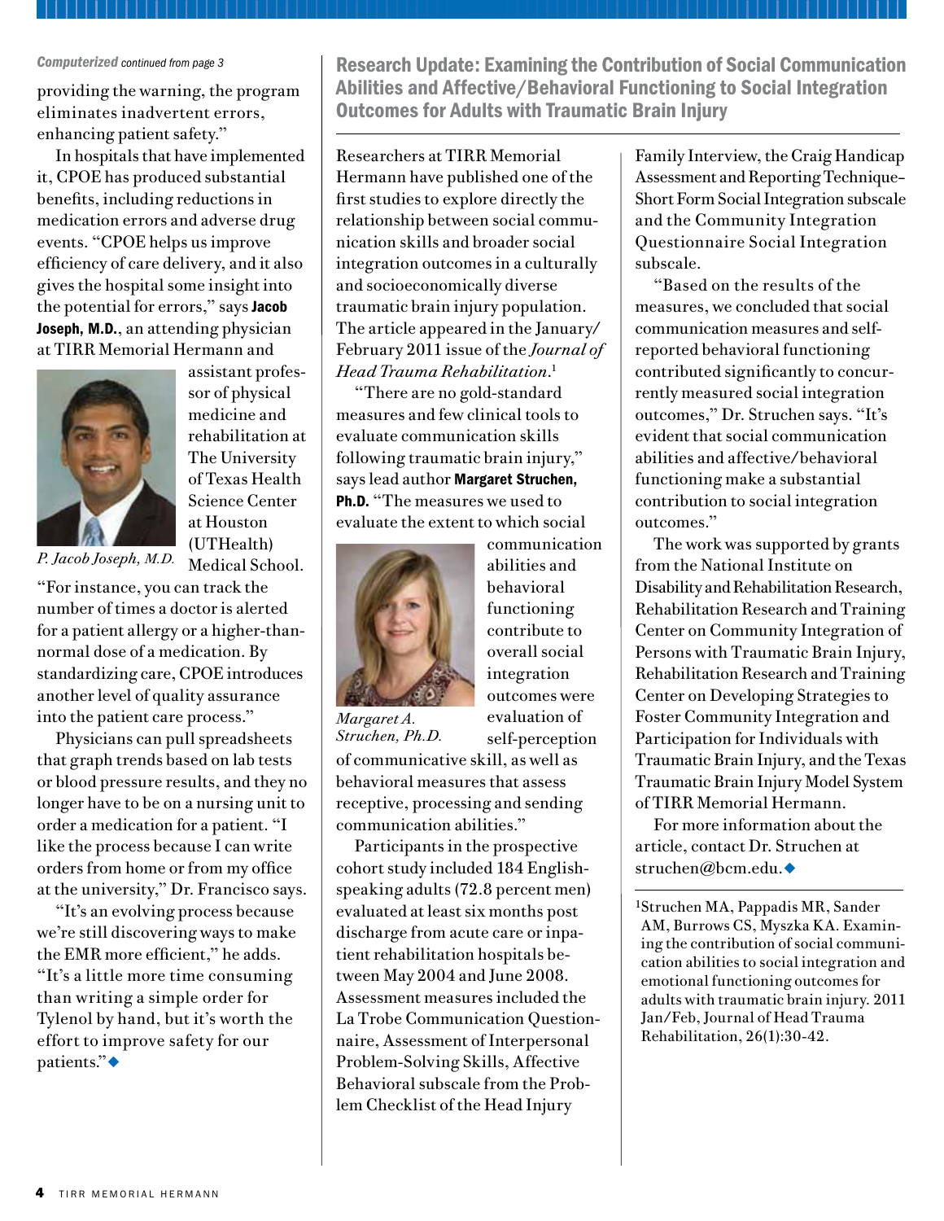*Computerized continued from page 3*

providing the warning, the program eliminates inadvertent errors, enhancing patient safety."

In hospitals that have implemented it, CPOE has produced substantial benefits, including reductions in medication errors and adverse drug events. "CPOE helps us improve efficiency of care delivery, and it also gives the hospital some insight into the potential for errors," says **Jacob Joseph, M.D.**, an attending physician at TIRR Memorial Hermann and assistant professor of physical medicine and rehabilitation at The University of Texas Health Science Center at Houston (UTHealth) Medical School.

*P. Jacob Joseph, M.D.*

"For instance, you can track the number of times a doctor is alerted for a patient allergy or a higher-than-normal dose of a medication. By standardizing care, CPOE introduces another level of quality assurance into the patient care process."

Physicians can pull spreadsheets that graph trends based on lab tests or blood pressure results, and they no longer have to be on a nursing unit to order a medication for a patient. "I like the process because I can write orders from home or from my office at the university," Dr. Francisco says.

"It's an evolving process because we're still discovering ways to make the EMR more efficient," he adds. "It's a little more time consuming than writing a simple order for Tylenol by hand, but it's worth the effort to improve safety for our patients."◆

## Research Update: Examining the Contribution of Social Communication Abilities and Affective/Behavioral Functioning to Social Integration Outcomes for Adults with Traumatic Brain Injury

Researchers at TIRR Memorial Hermann have published one of the first studies to explore directly the relationship between social communication skills and broader social integration outcomes in a culturally and socioeconomically diverse traumatic brain injury population. The article appeared in the January/February 2011 issue of the *Journal of Head Trauma Rehabilitation*.[1]

"There are no gold-standard measures and few clinical tools to evaluate communication skills following traumatic brain injury," says lead author **Margaret Struchen, Ph.D.** "The measures we used to evaluate the extent to which social communication abilities and behavioral functioning contribute to overall social integration outcomes were evaluation of self-perception of communicative skill, as well as behavioral measures that assess receptive, processing and sending communication abilities."

*Margaret A. Struchen, Ph.D.*

Participants in the prospective cohort study included 184 English-speaking adults (72.8 percent men) evaluated at least six months post discharge from acute care or inpatient rehabilitation hospitals between May 2004 and June 2008. Assessment measures included the La Trobe Communication Questionnaire, Assessment of Interpersonal Problem-Solving Skills, Affective Behavioral subscale from the Problem Checklist of the Head Injury Family Interview, the Craig Handicap Assessment and Reporting Technique–Short Form Social Integration subscale and the Community Integration Questionnaire Social Integration subscale.

"Based on the results of the measures, we concluded that social communication measures and self-reported behavioral functioning contributed significantly to concurrently measured social integration outcomes," Dr. Struchen says. "It's evident that social communication abilities and affective/behavioral functioning make a substantial contribution to social integration outcomes."

The work was supported by grants from the National Institute on Disability and Rehabilitation Research, Rehabilitation Research and Training Center on Community Integration of Persons with Traumatic Brain Injury, Rehabilitation Research and Training Center on Developing Strategies to Foster Community Integration and Participation for Individuals with Traumatic Brain Injury, and the Texas Traumatic Brain Injury Model System of TIRR Memorial Hermann.

For more information about the article, contact Dr. Struchen at struchen@bcm.edu.◆

[1]Struchen MA, Pappadis MR, Sander AM, Burrows CS, Myszka KA. Examining the contribution of social communication abilities to social integration and emotional functioning outcomes for adults with traumatic brain injury. 2011 Jan/Feb, Journal of Head Trauma Rehabilitation, 26(1):30-42.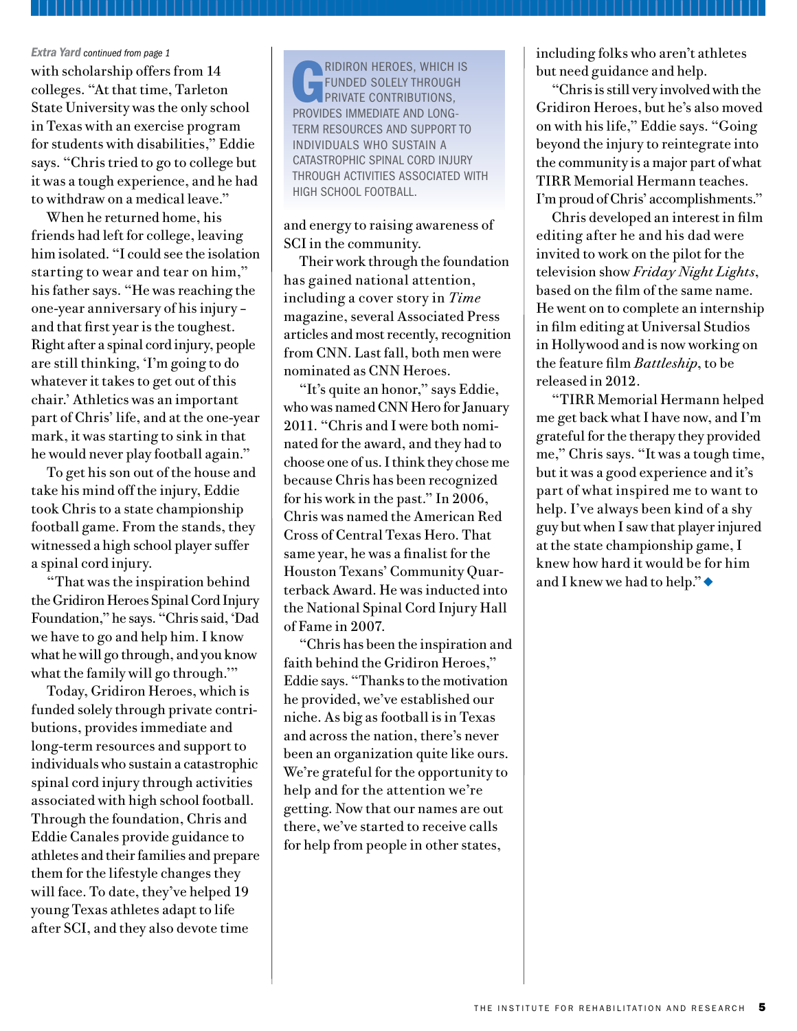*Extra Yard continued from page 1*

with scholarship offers from 14 colleges. "At that time, Tarleton State University was the only school in Texas with an exercise program for students with disabilities," Eddie says. "Chris tried to go to college but it was a tough experience, and he had to withdraw on a medical leave."

When he returned home, his friends had left for college, leaving him isolated. "I could see the isolation starting to wear and tear on him," his father says. "He was reaching the one-year anniversary of his injury – and that first year is the toughest. Right after a spinal cord injury, people are still thinking, 'I'm going to do whatever it takes to get out of this chair.' Athletics was an important part of Chris' life, and at the one-year mark, it was starting to sink in that he would never play football again."

To get his son out of the house and take his mind off the injury, Eddie took Chris to a state championship football game. From the stands, they witnessed a high school player suffer a spinal cord injury.

"That was the inspiration behind the Gridiron Heroes Spinal Cord Injury Foundation," he says. "Chris said, 'Dad we have to go and help him. I know what he will go through, and you know what the family will go through.'"

Today, Gridiron Heroes, which is funded solely through private contributions, provides immediate and long-term resources and support to individuals who sustain a catastrophic spinal cord injury through activities associated with high school football. Through the foundation, Chris and Eddie Canales provide guidance to athletes and their families and prepare them for the lifestyle changes they will face. To date, they've helped 19 young Texas athletes adapt to life after SCI, and they also devote time

> GRIDIRON HEROES, WHICH IS FUNDED SOLELY THROUGH PRIVATE CONTRIBUTIONS, PROVIDES IMMEDIATE AND LONG-TERM RESOURCES AND SUPPORT TO INDIVIDUALS WHO SUSTAIN A CATASTROPHIC SPINAL CORD INJURY THROUGH ACTIVITIES ASSOCIATED WITH HIGH SCHOOL FOOTBALL.

and energy to raising awareness of SCI in the community.

Their work through the foundation has gained national attention, including a cover story in *Time* magazine, several Associated Press articles and most recently, recognition from CNN. Last fall, both men were nominated as CNN Heroes.

"It's quite an honor," says Eddie, who was named CNN Hero for January 2011. "Chris and I were both nominated for the award, and they had to choose one of us. I think they chose me because Chris has been recognized for his work in the past." In 2006, Chris was named the American Red Cross of Central Texas Hero. That same year, he was a finalist for the Houston Texans' Community Quarterback Award. He was inducted into the National Spinal Cord Injury Hall of Fame in 2007.

"Chris has been the inspiration and faith behind the Gridiron Heroes," Eddie says. "Thanks to the motivation he provided, we've established our niche. As big as football is in Texas and across the nation, there's never been an organization quite like ours. We're grateful for the opportunity to help and for the attention we're getting. Now that our names are out there, we've started to receive calls for help from people in other states, including folks who aren't athletes but need guidance and help.

"Chris is still very involved with the Gridiron Heroes, but he's also moved on with his life," Eddie says. "Going beyond the injury to reintegrate into the community is a major part of what TIRR Memorial Hermann teaches. I'm proud of Chris' accomplishments."

Chris developed an interest in film editing after he and his dad were invited to work on the pilot for the television show *Friday Night Lights*, based on the film of the same name. He went on to complete an internship in film editing at Universal Studios in Hollywood and is now working on the feature film *Battleship*, to be released in 2012.

"TIRR Memorial Hermann helped me get back what I have now, and I'm grateful for the therapy they provided me," Chris says. "It was a tough time, but it was a good experience and it's part of what inspired me to want to help. I've always been kind of a shy guy but when I saw that player injured at the state championship game, I knew how hard it would be for him and I knew we had to help." ◆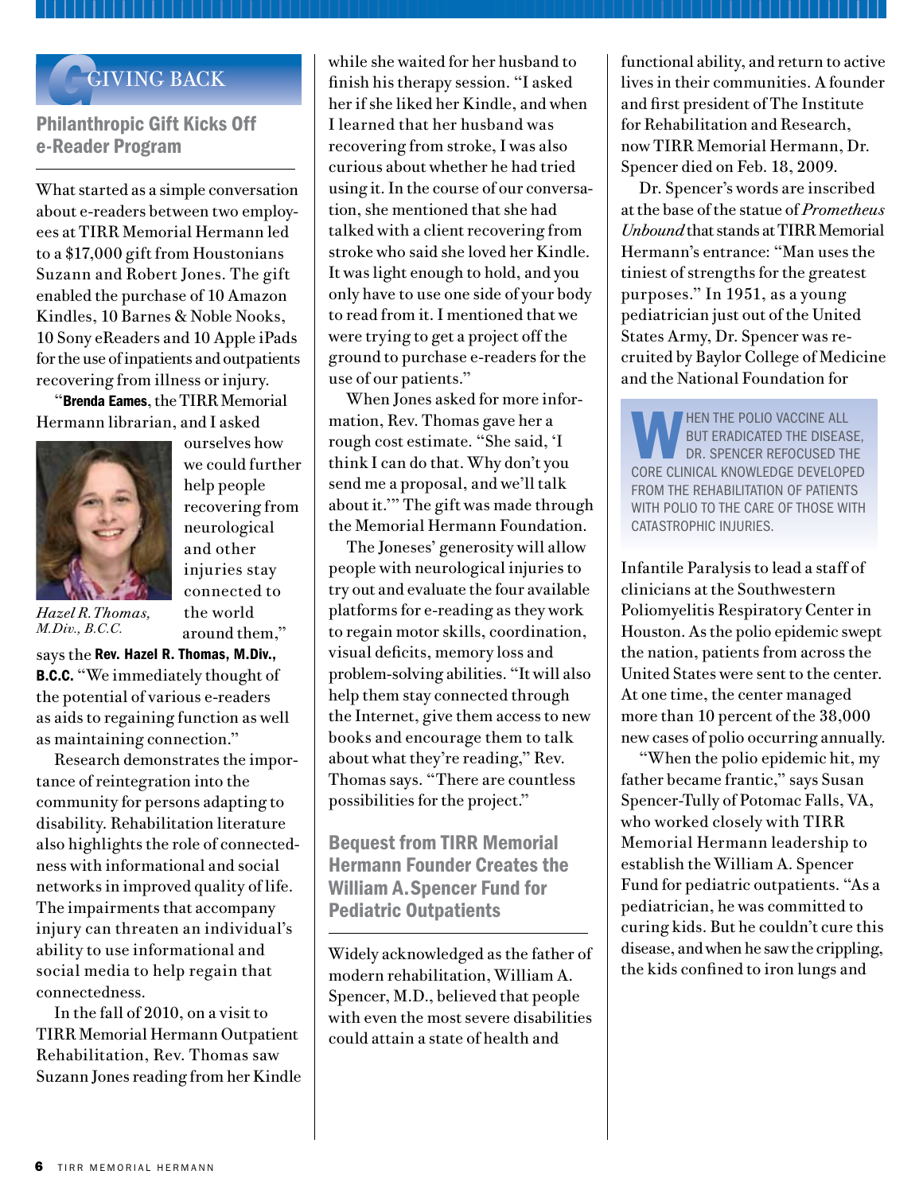# Giving Back

## Philanthropic Gift Kicks Off e-Reader Program

What started as a simple conversation about e-readers between two employees at TIRR Memorial Hermann led to a $17,000 gift from Houstonians Suzann and Robert Jones. The gift enabled the purchase of 10 Amazon Kindles, 10 Barnes & Noble Nooks, 10 Sony eReaders and 10 Apple iPads for the use of inpatients and outpatients recovering from illness or injury.

"**Brenda Eames**, the TIRR Memorial Hermann librarian, and I asked ourselves how we could further help people recovering from neurological and other injuries stay connected to the world around them," says the **Rev. Hazel R. Thomas, M.Div., B.C.C.** "We immediately thought of the potential of various e-readers as aids to regaining function as well as maintaining connection."

*Hazel R. Thomas, M.Div., B.C.C.*

Research demonstrates the importance of reintegration into the community for persons adapting to disability. Rehabilitation literature also highlights the role of connectedness with informational and social networks in improved quality of life. The impairments that accompany injury can threaten an individual's ability to use informational and social media to help regain that connectedness.

In the fall of 2010, on a visit to TIRR Memorial Hermann Outpatient Rehabilitation, Rev. Thomas saw Suzann Jones reading from her Kindle while she waited for her husband to finish his therapy session. "I asked her if she liked her Kindle, and when I learned that her husband was recovering from stroke, I was also curious about whether he had tried using it. In the course of our conversation, she mentioned that she had talked with a client recovering from stroke who said she loved her Kindle. It was light enough to hold, and you only have to use one side of your body to read from it. I mentioned that we were trying to get a project off the ground to purchase e-readers for the use of our patients."

When Jones asked for more information, Rev. Thomas gave her a rough cost estimate. "She said, 'I think I can do that. Why don't you send me a proposal, and we'll talk about it.'" The gift was made through the Memorial Hermann Foundation.

The Joneses' generosity will allow people with neurological injuries to try out and evaluate the four available platforms for e-reading as they work to regain motor skills, coordination, visual deficits, memory loss and problem-solving abilities. "It will also help them stay connected through the Internet, give them access to new books and encourage them to talk about what they're reading," Rev. Thomas says. "There are countless possibilities for the project."

## Bequest from TIRR Memorial Hermann Founder Creates the William A. Spencer Fund for Pediatric Outpatients

Widely acknowledged as the father of modern rehabilitation, William A. Spencer, M.D., believed that people with even the most severe disabilities could attain a state of health and functional ability, and return to active lives in their communities. A founder and first president of The Institute for Rehabilitation and Research, now TIRR Memorial Hermann, Dr. Spencer died on Feb. 18, 2009.

Dr. Spencer's words are inscribed at the base of the statue of *Prometheus Unbound* that stands at TIRR Memorial Hermann's entrance: "Man uses the tiniest of strengths for the greatest purposes." In 1951, as a young pediatrician just out of the United States Army, Dr. Spencer was recruited by Baylor College of Medicine and the National Foundation for Infantile Paralysis to lead a staff of clinicians at the Southwestern Poliomyelitis Respiratory Center in Houston. As the polio epidemic swept the nation, patients from across the United States were sent to the center. At one time, the center managed more than 10 percent of the 38,000 new cases of polio occurring annually.

> WHEN THE POLIO VACCINE ALL BUT ERADICATED THE DISEASE, DR. SPENCER REFOCUSED THE CORE CLINICAL KNOWLEDGE DEVELOPED FROM THE REHABILITATION OF PATIENTS WITH POLIO TO THE CARE OF THOSE WITH CATASTROPHIC INJURIES.

"When the polio epidemic hit, my father became frantic," says Susan Spencer-Tully of Potomac Falls, VA, who worked closely with TIRR Memorial Hermann leadership to establish the William A. Spencer Fund for pediatric outpatients. "As a pediatrician, he was committed to curing kids. But he couldn't cure this disease, and when he saw the crippling, the kids confined to iron lungs and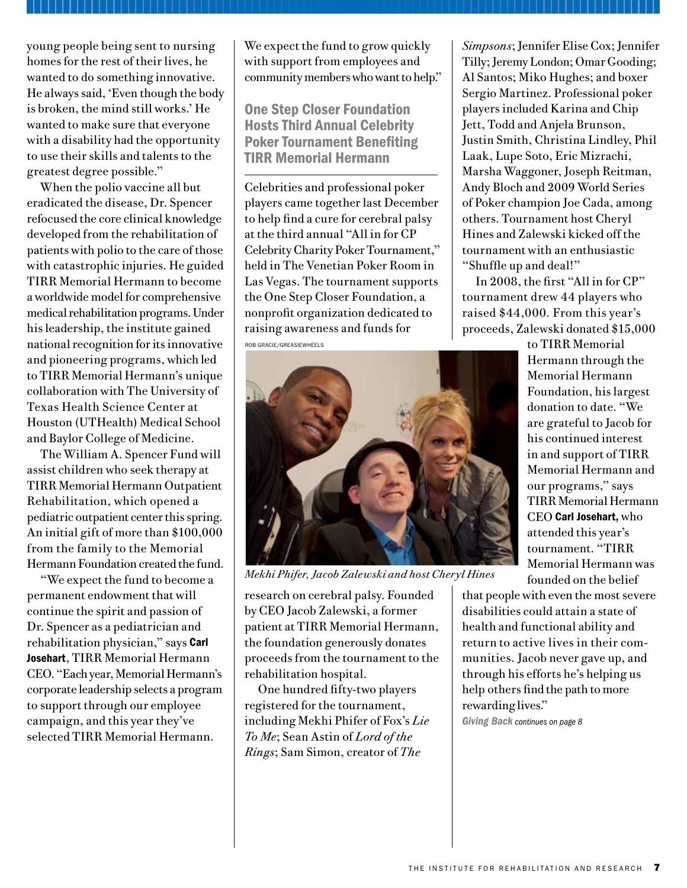young people being sent to nursing homes for the rest of their lives, he wanted to do something innovative. He always said, 'Even though the body is broken, the mind still works.' He wanted to make sure that everyone with a disability had the opportunity to use their skills and talents to the greatest degree possible."

When the polio vaccine all but eradicated the disease, Dr. Spencer refocused the core clinical knowledge developed from the rehabilitation of patients with polio to the care of those with catastrophic injuries. He guided TIRR Memorial Hermann to become a worldwide model for comprehensive medical rehabilitation programs. Under his leadership, the institute gained national recognition for its innovative and pioneering programs, which led to TIRR Memorial Hermann's unique collaboration with The University of Texas Health Science Center at Houston (UTHealth) Medical School and Baylor College of Medicine.

The William A. Spencer Fund will assist children who seek therapy at TIRR Memorial Hermann Outpatient Rehabilitation, which opened a pediatric outpatient center this spring. An initial gift of more than $100,000 from the family to the Memorial Hermann Foundation created the fund.

"We expect the fund to become a permanent endowment that will continue the spirit and passion of Dr. Spencer as a pediatrician and rehabilitation physician," says **Carl Josehart**, TIRR Memorial Hermann CEO. "Each year, Memorial Hermann's corporate leadership selects a program to support through our employee campaign, and this year they've selected TIRR Memorial Hermann. We expect the fund to grow quickly with support from employees and community members who want to help."

## One Step Closer Foundation Hosts Third Annual Celebrity Poker Tournament Benefiting TIRR Memorial Hermann

Celebrities and professional poker players came together last December to help find a cure for cerebral palsy at the third annual "All in for CP Celebrity Charity Poker Tournament," held in The Venetian Poker Room in Las Vegas. The tournament supports the One Step Closer Foundation, a nonprofit organization dedicated to raising awareness and funds for research on cerebral palsy. Founded by CEO Jacob Zalewski, a former patient at TIRR Memorial Hermann, the foundation generously donates proceeds from the tournament to the rehabilitation hospital.

ROB GRACIE/GREASIEWHEELS

*Mekhi Phifer, Jacob Zalewski and host Cheryl Hines*

One hundred fifty-two players registered for the tournament, including Mekhi Phifer of Fox's *Lie To Me*; Sean Astin of *Lord of the Rings*; Sam Simon, creator of *The Simpsons*; Jennifer Elise Cox; Jennifer Tilly; Jeremy London; Omar Gooding; Al Santos; Miko Hughes; and boxer Sergio Martinez. Professional poker players included Karina and Chip Jett, Todd and Anjela Brunson, Justin Smith, Christina Lindley, Phil Laak, Lupe Soto, Eric Mizrachi, Marsha Waggoner, Joseph Reitman, Andy Bloch and 2009 World Series of Poker champion Joe Cada, among others. Tournament host Cheryl Hines and Zalewski kicked off the tournament with an enthusiastic "Shuffle up and deal!"

In 2008, the first "All in for CP" tournament drew 44 players who raised $44,000. From this year's proceeds, Zalewski donated $15,000 to TIRR Memorial Hermann through the Memorial Hermann Foundation, his largest donation to date. "We are grateful to Jacob for his continued interest in and support of TIRR Memorial Hermann and our programs," says TIRR Memorial Hermann CEO **Carl Josehart,** who attended this year's tournament. "TIRR Memorial Hermann was founded on the belief that people with even the most severe disabilities could attain a state of health and functional ability and return to active lives in their communities. Jacob never gave up, and through his efforts he's helping us help others find the path to more rewarding lives."

***Giving Back*** *continues on page 8*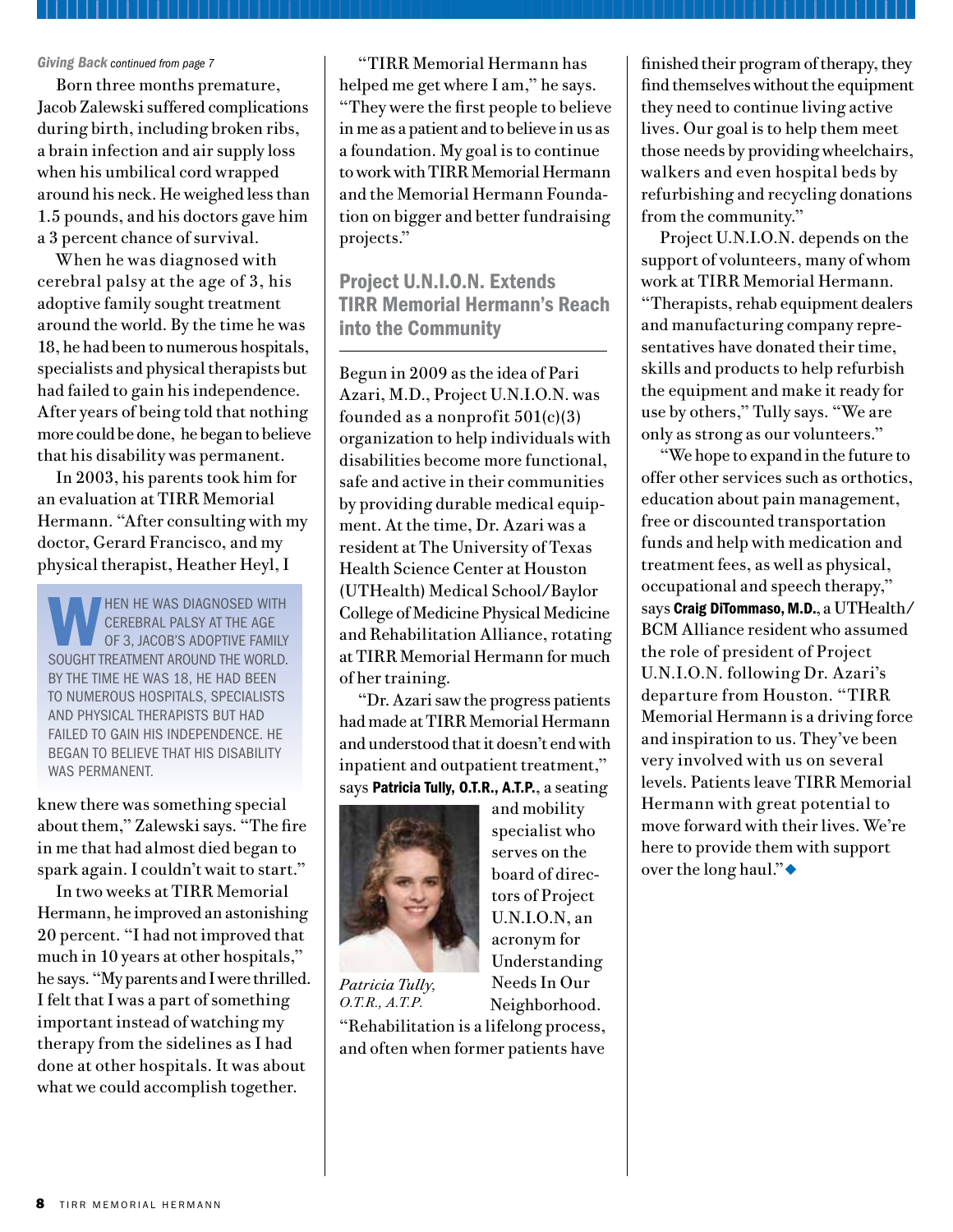*Giving Back continued from page 7*

Born three months premature, Jacob Zalewski suffered complications during birth, including broken ribs, a brain infection and air supply loss when his umbilical cord wrapped around his neck. He weighed less than 1.5 pounds, and his doctors gave him a 3 percent chance of survival.

When he was diagnosed with cerebral palsy at the age of 3, his adoptive family sought treatment around the world. By the time he was 18, he had been to numerous hospitals, specialists and physical therapists but had failed to gain his independence. After years of being told that nothing more could be done, he began to believe that his disability was permanent.

In 2003, his parents took him for an evaluation at TIRR Memorial Hermann. "After consulting with my doctor, Gerard Francisco, and my physical therapist, Heather Heyl, I knew there was something special about them," Zalewski says. "The fire in me that had almost died began to spark again. I couldn't wait to start."

> WHEN HE WAS DIAGNOSED WITH CEREBRAL PALSY AT THE AGE OF 3, JACOB'S ADOPTIVE FAMILY SOUGHT TREATMENT AROUND THE WORLD. BY THE TIME HE WAS 18, HE HAD BEEN TO NUMEROUS HOSPITALS, SPECIALISTS AND PHYSICAL THERAPISTS BUT HAD FAILED TO GAIN HIS INDEPENDENCE. HE BEGAN TO BELIEVE THAT HIS DISABILITY WAS PERMANENT.

In two weeks at TIRR Memorial Hermann, he improved an astonishing 20 percent. "I had not improved that much in 10 years at other hospitals," he says. "My parents and I were thrilled. I felt that I was a part of something important instead of watching my therapy from the sidelines as I had done at other hospitals. It was about what we could accomplish together.

"TIRR Memorial Hermann has helped me get where I am," he says. "They were the first people to believe in me as a patient and to believe in us as a foundation. My goal is to continue to work with TIRR Memorial Hermann and the Memorial Hermann Foundation on bigger and better fundraising projects."

## Project U.N.I.O.N. Extends TIRR Memorial Hermann's Reach into the Community

Begun in 2009 as the idea of Pari Azari, M.D., Project U.N.I.O.N. was founded as a nonprofit 501(c)(3) organization to help individuals with disabilities become more functional, safe and active in their communities by providing durable medical equipment. At the time, Dr. Azari was a resident at The University of Texas Health Science Center at Houston (UTHealth) Medical School/Baylor College of Medicine Physical Medicine and Rehabilitation Alliance, rotating at TIRR Memorial Hermann for much of her training.

"Dr. Azari saw the progress patients had made at TIRR Memorial Hermann and understood that it doesn't end with inpatient and outpatient treatment," says **Patricia Tully, O.T.R., A.T.P.**, a seating and mobility specialist who serves on the board of directors of Project U.N.I.O.N, an acronym for Understanding Needs In Our Neighborhood.

*Patricia Tully, O.T.R., A.T.P.*

"Rehabilitation is a lifelong process, and often when former patients have finished their program of therapy, they find themselves without the equipment they need to continue living active lives. Our goal is to help them meet those needs by providing wheelchairs, walkers and even hospital beds by refurbishing and recycling donations from the community."

Project U.N.I.O.N. depends on the support of volunteers, many of whom work at TIRR Memorial Hermann. "Therapists, rehab equipment dealers and manufacturing company representatives have donated their time, skills and products to help refurbish the equipment and make it ready for use by others," Tully says. "We are only as strong as our volunteers."

"We hope to expand in the future to offer other services such as orthotics, education about pain management, free or discounted transportation funds and help with medication and treatment fees, as well as physical, occupational and speech therapy," says **Craig DiTommaso, M.D.**, a UTHealth/BCM Alliance resident who assumed the role of president of Project U.N.I.O.N. following Dr. Azari's departure from Houston. "TIRR Memorial Hermann is a driving force and inspiration to us. They've been very involved with us on several levels. Patients leave TIRR Memorial Hermann with great potential to move forward with their lives. We're here to provide them with support over the long haul."◆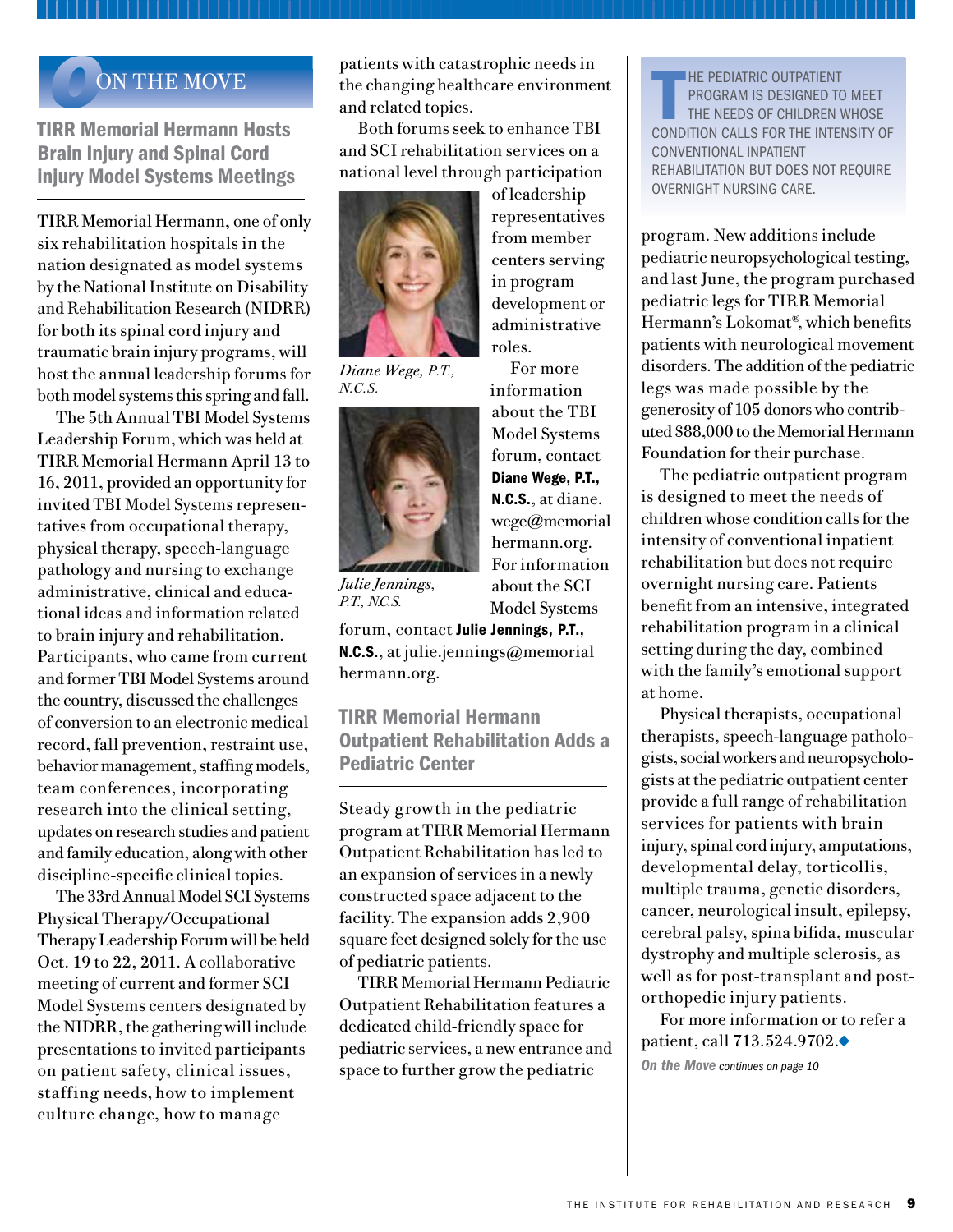## ON THE MOVE

### TIRR Memorial Hermann Hosts Brain Injury and Spinal Cord injury Model Systems Meetings

TIRR Memorial Hermann, one of only six rehabilitation hospitals in the nation designated as model systems by the National Institute on Disability and Rehabilitation Research (NIDRR) for both its spinal cord injury and traumatic brain injury programs, will host the annual leadership forums for both model systems this spring and fall.

The 5th Annual TBI Model Systems Leadership Forum, which was held at TIRR Memorial Hermann April 13 to 16, 2011, provided an opportunity for invited TBI Model Systems representatives from occupational therapy, physical therapy, speech-language pathology and nursing to exchange administrative, clinical and educational ideas and information related to brain injury and rehabilitation. Participants, who came from current and former TBI Model Systems around the country, discussed the challenges of conversion to an electronic medical record, fall prevention, restraint use, behavior management, staffing models, team conferences, incorporating research into the clinical setting, updates on research studies and patient and family education, along with other discipline-specific clinical topics.

The 33rd Annual Model SCI Systems Physical Therapy/Occupational Therapy Leadership Forum will be held Oct. 19 to 22, 2011. A collaborative meeting of current and former SCI Model Systems centers designated by the NIDRR, the gathering will include presentations to invited participants on patient safety, clinical issues, staffing needs, how to implement culture change, how to manage patients with catastrophic needs in the changing healthcare environment and related topics.

Both forums seek to enhance TBI and SCI rehabilitation services on a national level through participation of leadership representatives from member centers serving in program development or administrative roles.

*Diane Wege, P.T., N.C.S.*

*Julie Jennings, P.T., N.C.S.*

For more information about the TBI Model Systems forum, contact **Diane Wege, P.T., N.C.S.**, at diane.wege@memorialhermann.org. For information about the SCI Model Systems forum, contact **Julie Jennings, P.T., N.C.S.**, at julie.jennings@memorialhermann.org.

### TIRR Memorial Hermann Outpatient Rehabilitation Adds a Pediatric Center

Steady growth in the pediatric program at TIRR Memorial Hermann Outpatient Rehabilitation has led to an expansion of services in a newly constructed space adjacent to the facility. The expansion adds 2,900 square feet designed solely for the use of pediatric patients.

TIRR Memorial Hermann Pediatric Outpatient Rehabilitation features a dedicated child-friendly space for pediatric services, a new entrance and space to further grow the pediatric program. New additions include pediatric neuropsychological testing, and last June, the program purchased pediatric legs for TIRR Memorial Hermann's Lokomat®, which benefits patients with neurological movement disorders. The addition of the pediatric legs was made possible by the generosity of 105 donors who contributed $88,000 to the Memorial Hermann Foundation for their purchase.

> THE PEDIATRIC OUTPATIENT PROGRAM IS DESIGNED TO MEET THE NEEDS OF CHILDREN WHOSE CONDITION CALLS FOR THE INTENSITY OF CONVENTIONAL INPATIENT REHABILITATION BUT DOES NOT REQUIRE OVERNIGHT NURSING CARE.

The pediatric outpatient program is designed to meet the needs of children whose condition calls for the intensity of conventional inpatient rehabilitation but does not require overnight nursing care. Patients benefit from an intensive, integrated rehabilitation program in a clinical setting during the day, combined with the family's emotional support at home.

Physical therapists, occupational therapists, speech-language pathologists, social workers and neuropsychologists at the pediatric outpatient center provide a full range of rehabilitation services for patients with brain injury, spinal cord injury, amputations, developmental delay, torticollis, multiple trauma, genetic disorders, cancer, neurological insult, epilepsy, cerebral palsy, spina bifida, muscular dystrophy and multiple sclerosis, as well as for post-transplant and post-orthopedic injury patients.

For more information or to refer a patient, call 713.524.9702.◆

*On the Move continues on page 10*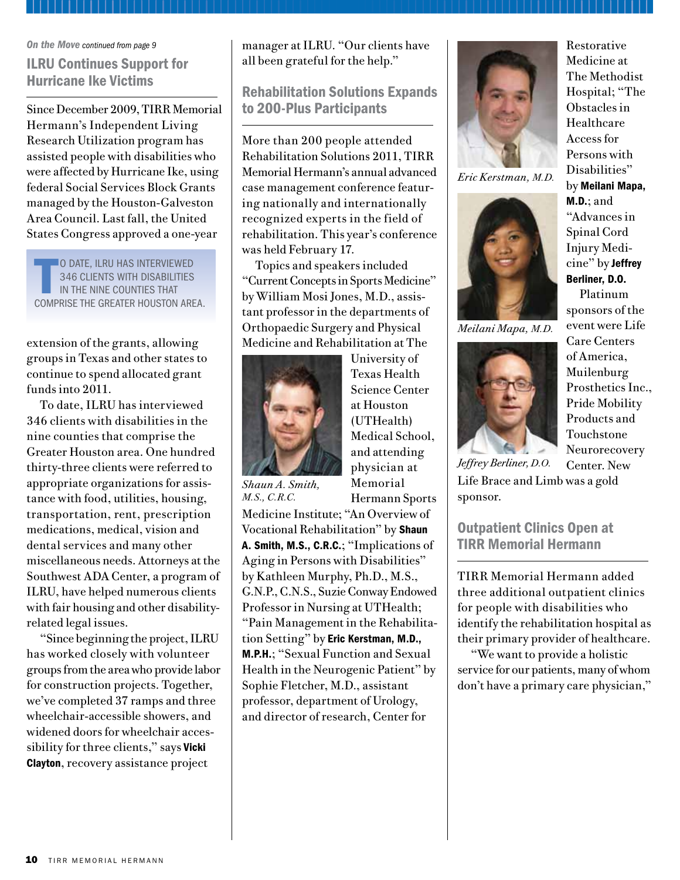*On the Move continued from page 9*

## ILRU Continues Support for Hurricane Ike Victims

Since December 2009, TIRR Memorial Hermann's Independent Living Research Utilization program has assisted people with disabilities who were affected by Hurricane Ike, using federal Social Services Block Grants managed by the Houston-Galveston Area Council. Last fall, the United States Congress approved a one-year extension of the grants, allowing groups in Texas and other states to continue to spend allocated grant funds into 2011.

> TO DATE, ILRU HAS INTERVIEWED 346 CLIENTS WITH DISABILITIES IN THE NINE COUNTIES THAT COMPRISE THE GREATER HOUSTON AREA.

To date, ILRU has interviewed 346 clients with disabilities in the nine counties that comprise the Greater Houston area. One hundred thirty-three clients were referred to appropriate organizations for assistance with food, utilities, housing, transportation, rent, prescription medications, medical, vision and dental services and many other miscellaneous needs. Attorneys at the Southwest ADA Center, a program of ILRU, have helped numerous clients with fair housing and other disability-related legal issues.

"Since beginning the project, ILRU has worked closely with volunteer groups from the area who provide labor for construction projects. Together, we've completed 37 ramps and three wheelchair-accessible showers, and widened doors for wheelchair accessibility for three clients," says **Vicki Clayton**, recovery assistance project manager at ILRU. "Our clients have all been grateful for the help."

## Rehabilitation Solutions Expands to 200-Plus Participants

More than 200 people attended Rehabilitation Solutions 2011, TIRR Memorial Hermann's annual advanced case management conference featuring nationally and internationally recognized experts in the field of rehabilitation. This year's conference was held February 17.

Topics and speakers included "Current Concepts in Sports Medicine" by William Mosi Jones, M.D., assistant professor in the departments of Orthopaedic Surgery and Physical Medicine and Rehabilitation at The University of Texas Health Science Center at Houston (UTHealth) Medical School, and attending physician at Memorial Hermann Sports Medicine Institute; "An Overview of Vocational Rehabilitation" by **Shaun A. Smith, M.S., C.R.C.**; "Implications of Aging in Persons with Disabilities" by Kathleen Murphy, Ph.D., M.S., G.N.P., C.N.S., Suzie Conway Endowed Professor in Nursing at UTHealth; "Pain Management in the Rehabilitation Setting" by **Eric Kerstman, M.D., M.P.H.**; "Sexual Function and Sexual Health in the Neurogenic Patient" by Sophie Fletcher, M.D., assistant professor, department of Urology, and director of research, Center for Restorative Medicine at The Methodist Hospital; "The Obstacles in Healthcare Access for Persons with Disabilities" by **Meilani Mapa, M.D.**; and "Advances in Spinal Cord Injury Medicine" by **Jeffrey Berliner, D.O.**

*Shaun A. Smith, M.S., C.R.C.*

*Eric Kerstman, M.D.*

*Meilani Mapa, M.D.*

*Jeffrey Berliner, D.O.*

Platinum sponsors of the event were Life Care Centers of America, Muilenburg Prosthetics Inc., Pride Mobility Products and Touchstone Neurorecovery Center. New Life Brace and Limb was a gold sponsor.

## Outpatient Clinics Open at TIRR Memorial Hermann

TIRR Memorial Hermann added three additional outpatient clinics for people with disabilities who identify the rehabilitation hospital as their primary provider of healthcare.

"We want to provide a holistic service for our patients, many of whom don't have a primary care physician,"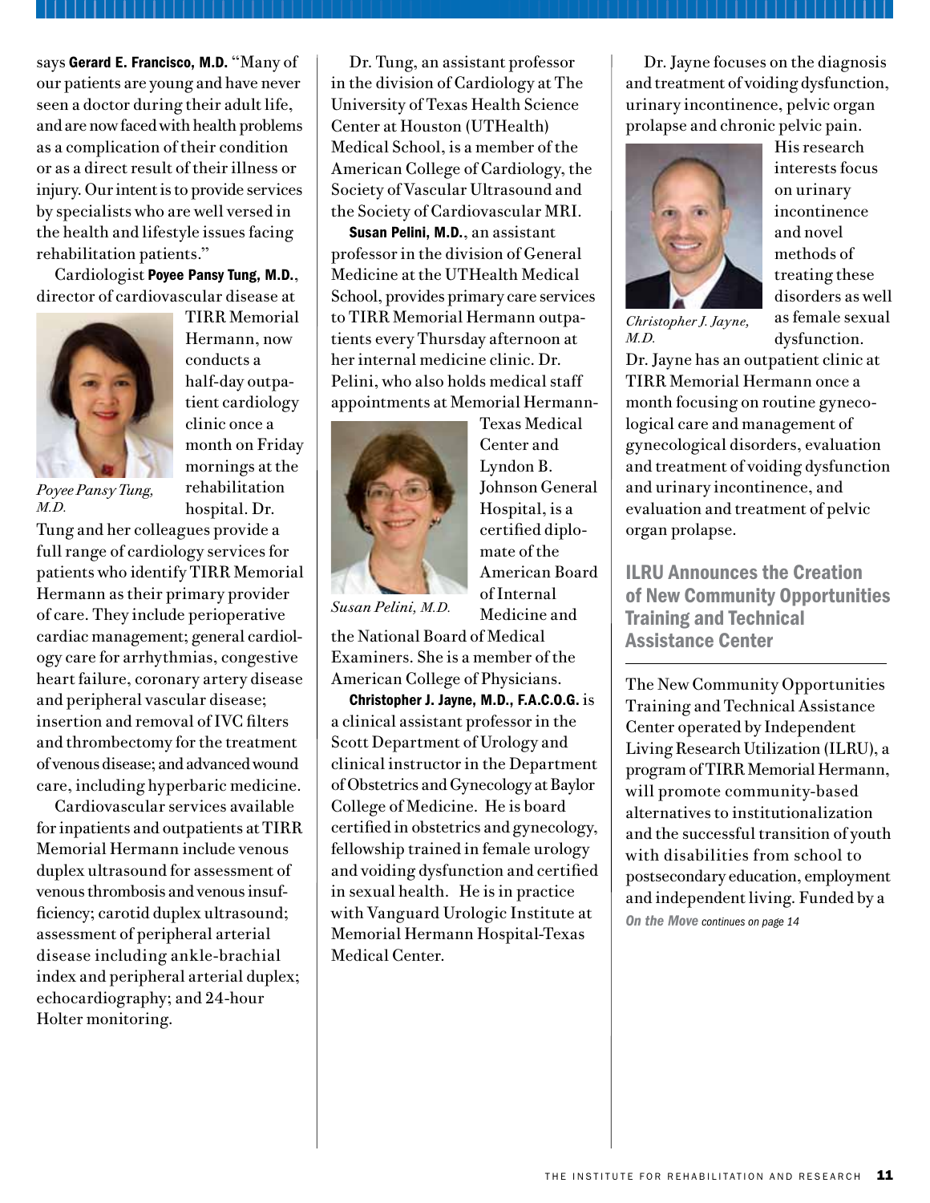says **Gerard E. Francisco, M.D.** "Many of our patients are young and have never seen a doctor during their adult life, and are now faced with health problems as a complication of their condition or as a direct result of their illness or injury. Our intent is to provide services by specialists who are well versed in the health and lifestyle issues facing rehabilitation patients."

Cardiologist **Poyee Pansy Tung, M.D.**, director of cardiovascular disease at TIRR Memorial Hermann, now conducts a half-day outpatient cardiology clinic once a month on Friday mornings at the rehabilitation hospital. Dr. Tung and her colleagues provide a full range of cardiology services for patients who identify TIRR Memorial Hermann as their primary provider of care. They include perioperative cardiac management; general cardiology care for arrhythmias, congestive heart failure, coronary artery disease and peripheral vascular disease; insertion and removal of IVC filters and thrombectomy for the treatment of venous disease; and advanced wound care, including hyperbaric medicine.

*Poyee Pansy Tung, M.D.*

Cardiovascular services available for inpatients and outpatients at TIRR Memorial Hermann include venous duplex ultrasound for assessment of venous thrombosis and venous insufficiency; carotid duplex ultrasound; assessment of peripheral arterial disease including ankle-brachial index and peripheral arterial duplex; echocardiography; and 24-hour Holter monitoring.

Dr. Tung, an assistant professor in the division of Cardiology at The University of Texas Health Science Center at Houston (UTHealth) Medical School, is a member of the American College of Cardiology, the Society of Vascular Ultrasound and the Society of Cardiovascular MRI.

**Susan Pelini, M.D.**, an assistant professor in the division of General Medicine at the UTHealth Medical School, provides primary care services to TIRR Memorial Hermann outpatients every Thursday afternoon at her internal medicine clinic. Dr. Pelini, who also holds medical staff appointments at Memorial Hermann-Texas Medical Center and Lyndon B. Johnson General Hospital, is a certified diplomate of the American Board of Internal Medicine and the National Board of Medical Examiners. She is a member of the American College of Physicians.

*Susan Pelini, M.D.*

**Christopher J. Jayne, M.D., F.A.C.O.G.** is a clinical assistant professor in the Scott Department of Urology and clinical instructor in the Department of Obstetrics and Gynecology at Baylor College of Medicine. He is board certified in obstetrics and gynecology, fellowship trained in female urology and voiding dysfunction and certified in sexual health. He is in practice with Vanguard Urologic Institute at Memorial Hermann Hospital-Texas Medical Center.

Dr. Jayne focuses on the diagnosis and treatment of voiding dysfunction, urinary incontinence, pelvic organ prolapse and chronic pelvic pain. His research interests focus on urinary incontinence and novel methods of treating these disorders as well as female sexual dysfunction. Dr. Jayne has an outpatient clinic at TIRR Memorial Hermann once a month focusing on routine gynecological care and management of gynecological disorders, evaluation and treatment of voiding dysfunction and urinary incontinence, and evaluation and treatment of pelvic organ prolapse.

*Christopher J. Jayne, M.D.*

## ILRU Announces the Creation of New Community Opportunities Training and Technical Assistance Center

The New Community Opportunities Training and Technical Assistance Center operated by Independent Living Research Utilization (ILRU), a program of TIRR Memorial Hermann, will promote community-based alternatives to institutionalization and the successful transition of youth with disabilities from school to postsecondary education, employment and independent living. Funded by a

*On the Move continues on page 14*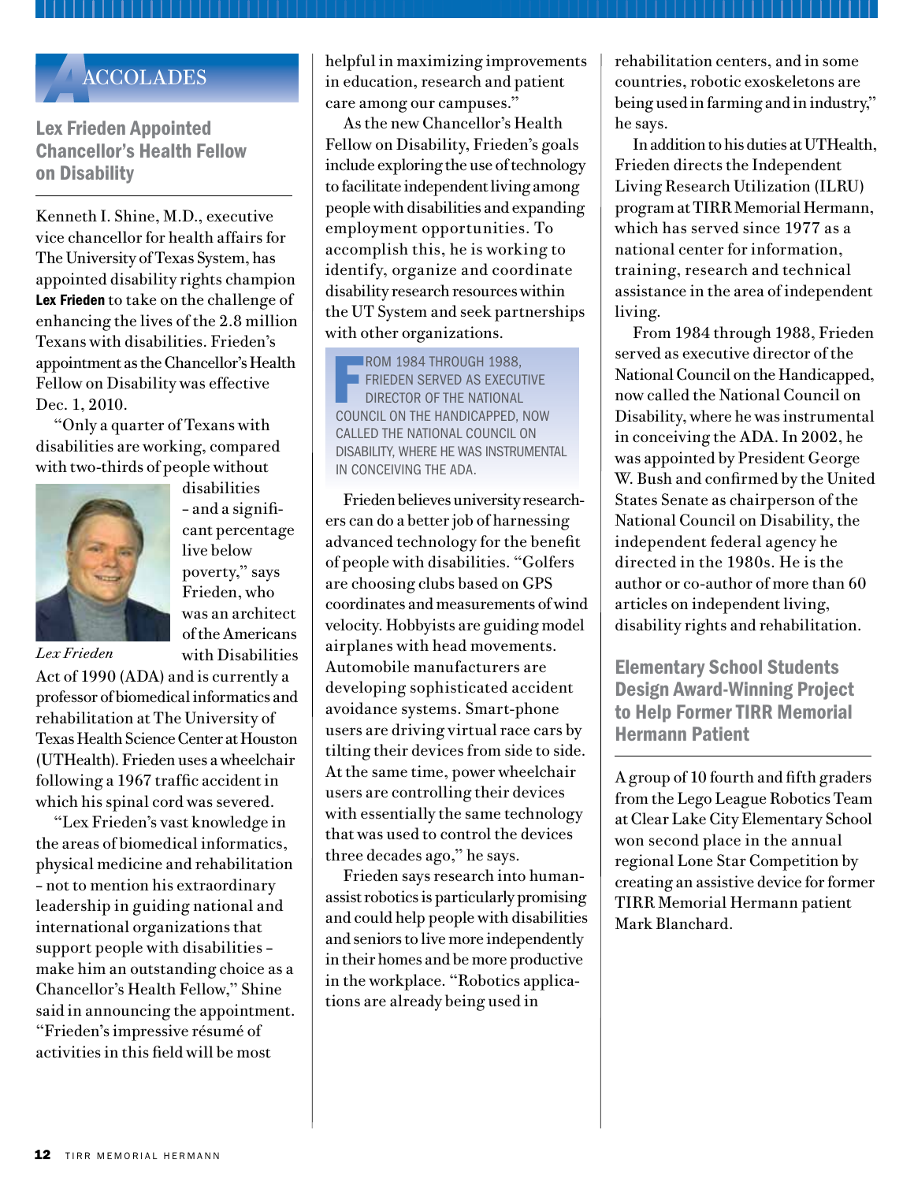# ACCOLADES

## Lex Frieden Appointed Chancellor's Health Fellow on Disability

Kenneth I. Shine, M.D., executive vice chancellor for health affairs for The University of Texas System, has appointed disability rights champion **Lex Frieden** to take on the challenge of enhancing the lives of the 2.8 million Texans with disabilities. Frieden's appointment as the Chancellor's Health Fellow on Disability was effective Dec. 1, 2010.

"Only a quarter of Texans with disabilities are working, compared with two-thirds of people without disabilities – and a significant percentage live below poverty," says Frieden, who was an architect of the Americans with Disabilities Act of 1990 (ADA) and is currently a professor of biomedical informatics and rehabilitation at The University of Texas Health Science Center at Houston (UTHealth). Frieden uses a wheelchair following a 1967 traffic accident in which his spinal cord was severed.

*Lex Frieden*

"Lex Frieden's vast knowledge in the areas of biomedical informatics, physical medicine and rehabilitation – not to mention his extraordinary leadership in guiding national and international organizations that support people with disabilities – make him an outstanding choice as a Chancellor's Health Fellow," Shine said in announcing the appointment. "Frieden's impressive résumé of activities in this field will be most helpful in maximizing improvements in education, research and patient care among our campuses."

As the new Chancellor's Health Fellow on Disability, Frieden's goals include exploring the use of technology to facilitate independent living among people with disabilities and expanding employment opportunities. To accomplish this, he is working to identify, organize and coordinate disability research resources within the UT System and seek partnerships with other organizations.

> FROM 1984 THROUGH 1988, FRIEDEN SERVED AS EXECUTIVE DIRECTOR OF THE NATIONAL COUNCIL ON THE HANDICAPPED, NOW CALLED THE NATIONAL COUNCIL ON DISABILITY, WHERE HE WAS INSTRUMENTAL IN CONCEIVING THE ADA.

Frieden believes university researchers can do a better job of harnessing advanced technology for the benefit of people with disabilities. "Golfers are choosing clubs based on GPS coordinates and measurements of wind velocity. Hobbyists are guiding model airplanes with head movements. Automobile manufacturers are developing sophisticated accident avoidance systems. Smart-phone users are driving virtual race cars by tilting their devices from side to side. At the same time, power wheelchair users are controlling their devices with essentially the same technology that was used to control the devices three decades ago," he says.

Frieden says research into human-assist robotics is particularly promising and could help people with disabilities and seniors to live more independently in their homes and be more productive in the workplace. "Robotics applications are already being used in rehabilitation centers, and in some countries, robotic exoskeletons are being used in farming and in industry," he says.

In addition to his duties at UTHealth, Frieden directs the Independent Living Research Utilization (ILRU) program at TIRR Memorial Hermann, which has served since 1977 as a national center for information, training, research and technical assistance in the area of independent living.

From 1984 through 1988, Frieden served as executive director of the National Council on the Handicapped, now called the National Council on Disability, where he was instrumental in conceiving the ADA. In 2002, he was appointed by President George W. Bush and confirmed by the United States Senate as chairperson of the National Council on Disability, the independent federal agency he directed in the 1980s. He is the author or co-author of more than 60 articles on independent living, disability rights and rehabilitation.

## Elementary School Students Design Award-Winning Project to Help Former TIRR Memorial Hermann Patient

A group of 10 fourth and fifth graders from the Lego League Robotics Team at Clear Lake City Elementary School won second place in the annual regional Lone Star Competition by creating an assistive device for former TIRR Memorial Hermann patient Mark Blanchard.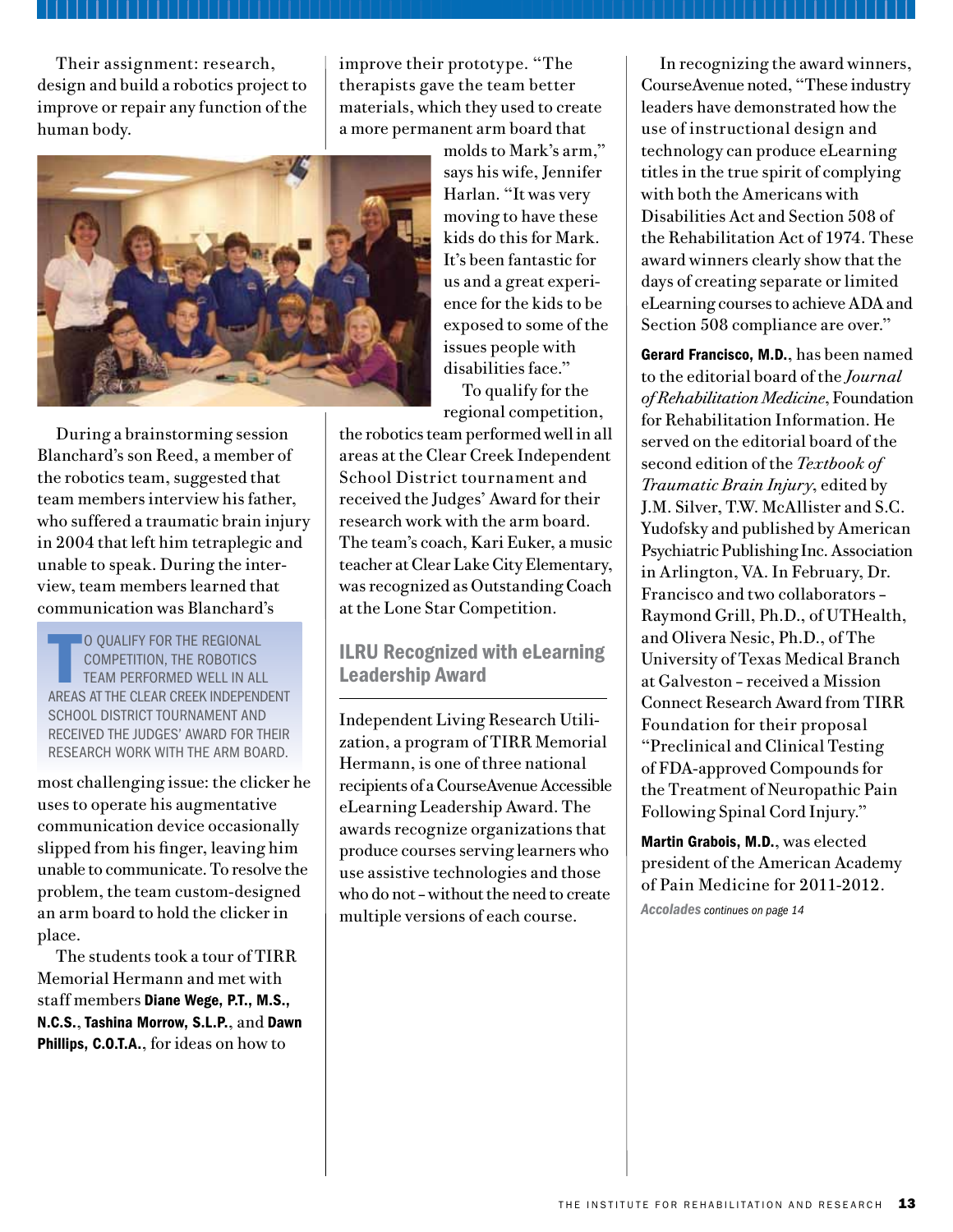Their assignment: research, design and build a robotics project to improve or repair any function of the human body.

During a brainstorming session Blanchard's son Reed, a member of the robotics team, suggested that team members interview his father, who suffered a traumatic brain injury in 2004 that left him tetraplegic and unable to speak. During the interview, team members learned that communication was Blanchard's most challenging issue: the clicker he uses to operate his augmentative communication device occasionally slipped from his finger, leaving him unable to communicate. To resolve the problem, the team custom-designed an arm board to hold the clicker in place.

> TO QUALIFY FOR THE REGIONAL COMPETITION, THE ROBOTICS TEAM PERFORMED WELL IN ALL AREAS AT THE CLEAR CREEK INDEPENDENT SCHOOL DISTRICT TOURNAMENT AND RECEIVED THE JUDGES' AWARD FOR THEIR RESEARCH WORK WITH THE ARM BOARD.

The students took a tour of TIRR Memorial Hermann and met with staff members **Diane Wege, P.T., M.S., N.C.S.**, **Tashina Morrow, S.L.P.**, and **Dawn Phillips, C.O.T.A.**, for ideas on how to improve their prototype. "The therapists gave the team better materials, which they used to create a more permanent arm board that molds to Mark's arm," says his wife, Jennifer Harlan. "It was very moving to have these kids do this for Mark. It's been fantastic for us and a great experience for the kids to be exposed to some of the issues people with disabilities face."

To qualify for the regional competition, the robotics team performed well in all areas at the Clear Creek Independent School District tournament and received the Judges' Award for their research work with the arm board. The team's coach, Kari Euker, a music teacher at Clear Lake City Elementary, was recognized as Outstanding Coach at the Lone Star Competition.

## ILRU Recognized with eLearning Leadership Award

Independent Living Research Utilization, a program of TIRR Memorial Hermann, is one of three national recipients of a CourseAvenue Accessible eLearning Leadership Award. The awards recognize organizations that produce courses serving learners who use assistive technologies and those who do not – without the need to create multiple versions of each course.

In recognizing the award winners, CourseAvenue noted, "These industry leaders have demonstrated how the use of instructional design and technology can produce eLearning titles in the true spirit of complying with both the Americans with Disabilities Act and Section 508 of the Rehabilitation Act of 1974. These award winners clearly show that the days of creating separate or limited eLearning courses to achieve ADA and Section 508 compliance are over."

**Gerard Francisco, M.D.**, has been named to the editorial board of the *Journal of Rehabilitation Medicine*, Foundation for Rehabilitation Information. He served on the editorial board of the second edition of the *Textbook of Traumatic Brain Injury*, edited by J.M. Silver, T.W. McAllister and S.C. Yudofsky and published by American Psychiatric Publishing Inc. Association in Arlington, VA. In February, Dr. Francisco and two collaborators – Raymond Grill, Ph.D., of UTHealth, and Olivera Nesic, Ph.D., of The University of Texas Medical Branch at Galveston – received a Mission Connect Research Award from TIRR Foundation for their proposal "Preclinical and Clinical Testing of FDA-approved Compounds for the Treatment of Neuropathic Pain Following Spinal Cord Injury."

**Martin Grabois, M.D.**, was elected president of the American Academy of Pain Medicine for 2011-2012.

***Accolades** continues on page 14*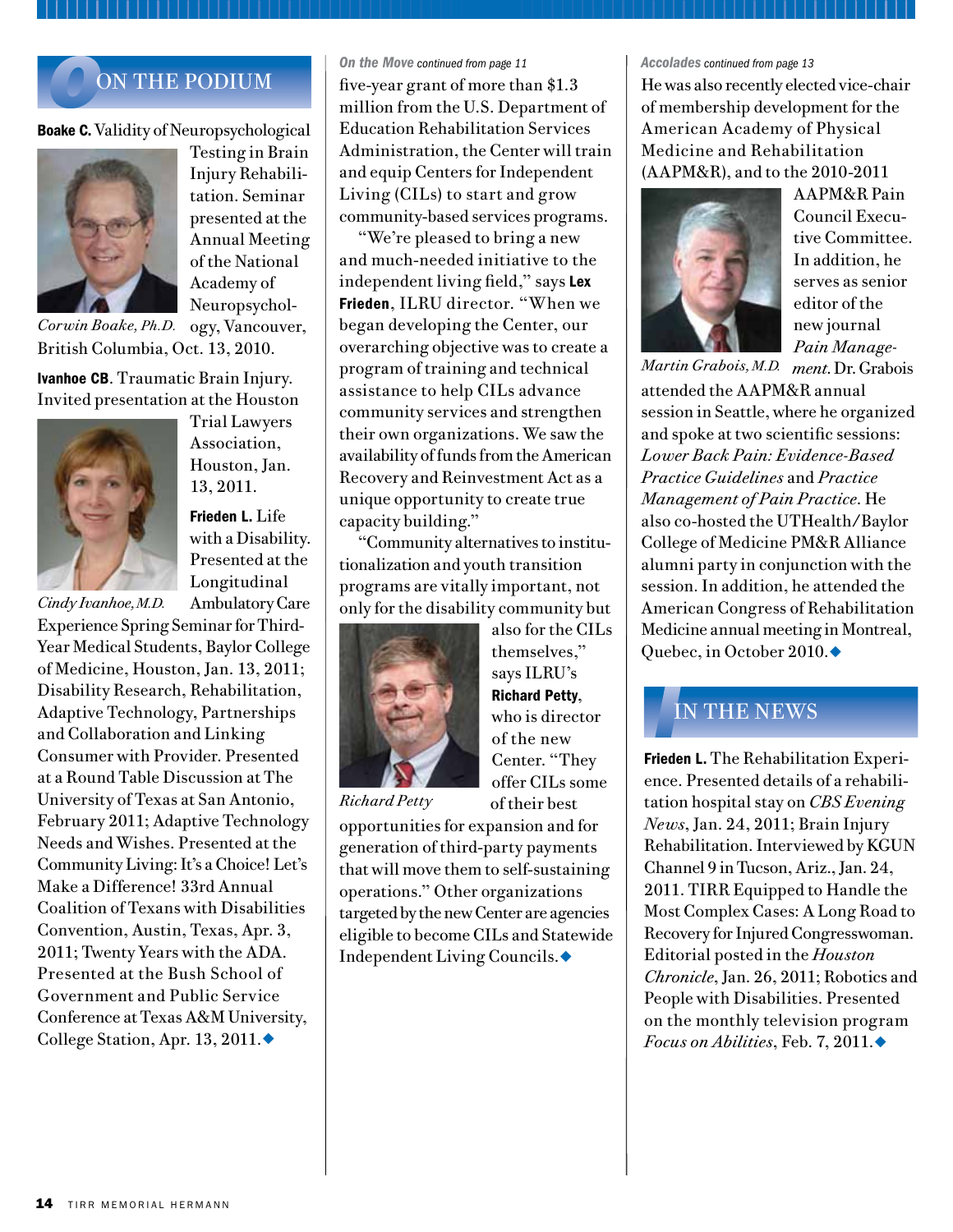## ON THE PODIUM

**Boake C.** Validity of Neuropsychological Testing in Brain Injury Rehabilitation. Seminar presented at the Annual Meeting of the National Academy of Neuropsychology, Vancouver, British Columbia, Oct. 13, 2010.

*Corwin Boake, Ph.D.*

**Ivanhoe CB**. Traumatic Brain Injury. Invited presentation at the Houston Trial Lawyers Association, Houston, Jan. 13, 2011.

*Cindy Ivanhoe, M.D.*

**Frieden L.** Life with a Disability. Presented at the Longitudinal Ambulatory Care Experience Spring Seminar for Third-Year Medical Students, Baylor College of Medicine, Houston, Jan. 13, 2011; Disability Research, Rehabilitation, Adaptive Technology, Partnerships and Collaboration and Linking Consumer with Provider. Presented at a Round Table Discussion at The University of Texas at San Antonio, February 2011; Adaptive Technology Needs and Wishes. Presented at the Community Living: It's a Choice! Let's Make a Difference! 33rd Annual Coalition of Texans with Disabilities Convention, Austin, Texas, Apr. 3, 2011; Twenty Years with the ADA. Presented at the Bush School of Government and Public Service Conference at Texas A&M University, College Station, Apr. 13, 2011.◆

*On the Move continued from page 11*

five-year grant of more than $1.3 million from the U.S. Department of Education Rehabilitation Services Administration, the Center will train and equip Centers for Independent Living (CILs) to start and grow community-based services programs.

"We're pleased to bring a new and much-needed initiative to the independent living field," says **Lex Frieden**, ILRU director. "When we began developing the Center, our overarching objective was to create a program of training and technical assistance to help CILs advance community services and strengthen their own organizations. We saw the availability of funds from the American Recovery and Reinvestment Act as a unique opportunity to create true capacity building."

"Community alternatives to institutionalization and youth transition programs are vitally important, not only for the disability community but also for the CILs themselves," says ILRU's **Richard Petty**, who is director of the new Center. "They offer CILs some of their best opportunities for expansion and for generation of third-party payments that will move them to self-sustaining operations." Other organizations targeted by the new Center are agencies eligible to become CILs and Statewide Independent Living Councils.◆

*Richard Petty*

*Accolades continued from page 13*

He was also recently elected vice-chair of membership development for the American Academy of Physical Medicine and Rehabilitation (AAPM&R), and to the 2010-2011 AAPM&R Pain Council Executive Committee. In addition, he serves as senior editor of the new journal *Pain Management*. Dr. Grabois attended the AAPM&R annual session in Seattle, where he organized and spoke at two scientific sessions: *Lower Back Pain: Evidence-Based Practice Guidelines* and *Practice Management of Pain Practice*. He also co-hosted the UTHealth/Baylor College of Medicine PM&R Alliance alumni party in conjunction with the session. In addition, he attended the American Congress of Rehabilitation Medicine annual meeting in Montreal, Quebec, in October 2010.◆

*Martin Grabois, M.D.*

## IN THE NEWS

**Frieden L.** The Rehabilitation Experience. Presented details of a rehabilitation hospital stay on *CBS Evening News*, Jan. 24, 2011; Brain Injury Rehabilitation. Interviewed by KGUN Channel 9 in Tucson, Ariz., Jan. 24, 2011. TIRR Equipped to Handle the Most Complex Cases: A Long Road to Recovery for Injured Congresswoman. Editorial posted in the *Houston Chronicle*, Jan. 26, 2011; Robotics and People with Disabilities. Presented on the monthly television program *Focus on Abilities*, Feb. 7, 2011.◆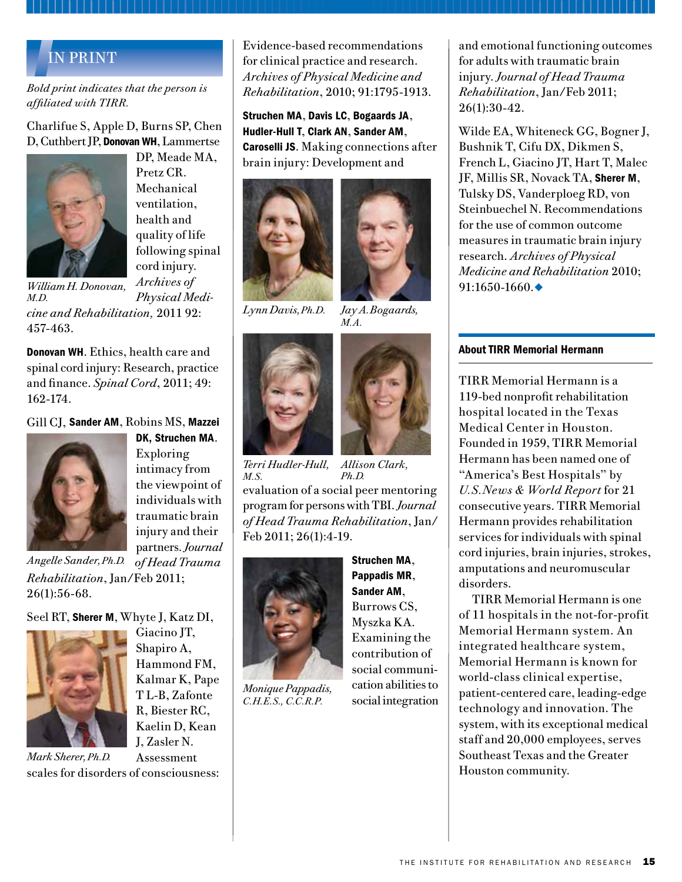## IN PRINT

*Bold print indicates that the person is affiliated with TIRR.*

Charlifue S, Apple D, Burns SP, Chen D, Cuthbert JP, **Donovan WH**, Lammertse DP, Meade MA, Pretz CR. Mechanical ventilation, health and quality of life following spinal cord injury. *Archives of Physical Medicine and Rehabilitation,* 2011 92: 457-463.

*William H. Donovan, M.D.*

**Donovan WH**. Ethics, health care and spinal cord injury: Research, practice and finance. *Spinal Cord*, 2011; 49: 162-174.

Gill CJ, **Sander AM**, Robins MS, **Mazzei DK, Struchen MA**. Exploring intimacy from the viewpoint of individuals with traumatic brain injury and their partners. *Journal of Head Trauma Rehabilitation*, Jan/Feb 2011; 26(1):56-68.

*Angelle Sander, Ph.D.*

Seel RT, **Sherer M**, Whyte J, Katz DI, Giacino JT, Shapiro A, Hammond FM, Kalmar K, Pape T L-B, Zafonte R, Biester RC, Kaelin D, Kean J, Zasler N. Assessment scales for disorders of consciousness: Evidence-based recommendations for clinical practice and research. *Archives of Physical Medicine and Rehabilitation*, 2010; 91:1795-1913.

*Mark Sherer, Ph.D.*

**Struchen MA**, **Davis LC**, **Bogaards JA**, **Hudler-Hull T**, **Clark AN**, **Sander AM**, **Caroselli JS**. Making connections after brain injury: Development and evaluation of a social peer mentoring program for persons with TBI. *Journal of Head Trauma Rehabilitation*, Jan/Feb 2011; 26(1):4-19.

*Lynn Davis, Ph.D.*

*Jay A. Bogaards, M.A.*

*Terri Hudler-Hull, M.S.*

*Allison Clark, Ph.D.*

**Struchen MA**, **Pappadis MR**, **Sander AM**, Burrows CS, Myszka KA. Examining the contribution of social communication abilities to social integration and emotional functioning outcomes for adults with traumatic brain injury. *Journal of Head Trauma Rehabilitation*, Jan/Feb 2011; 26(1):30-42.

*Monique Pappadis, C.H.E.S., C.C.R.P.*

Wilde EA, Whiteneck GG, Bogner J, Bushnik T, Cifu DX, Dikmen S, French L, Giacino JT, Hart T, Malec JF, Millis SR, Novack TA, **Sherer M**, Tulsky DS, Vanderploeg RD, von Steinbuechel N. Recommendations for the use of common outcome measures in traumatic brain injury research. *Archives of Physical Medicine and Rehabilitation* 2010; 91:1650-1660.◆

### About TIRR Memorial Hermann

TIRR Memorial Hermann is a 119-bed nonprofit rehabilitation hospital located in the Texas Medical Center in Houston. Founded in 1959, TIRR Memorial Hermann has been named one of "America's Best Hospitals" by *U.S. News & World Report* for 21 consecutive years. TIRR Memorial Hermann provides rehabilitation services for individuals with spinal cord injuries, brain injuries, strokes, amputations and neuromuscular disorders.

TIRR Memorial Hermann is one of 11 hospitals in the not-for-profit Memorial Hermann system. An integrated healthcare system, Memorial Hermann is known for world-class clinical expertise, patient-centered care, leading-edge technology and innovation. The system, with its exceptional medical staff and 20,000 employees, serves Southeast Texas and the Greater Houston community.